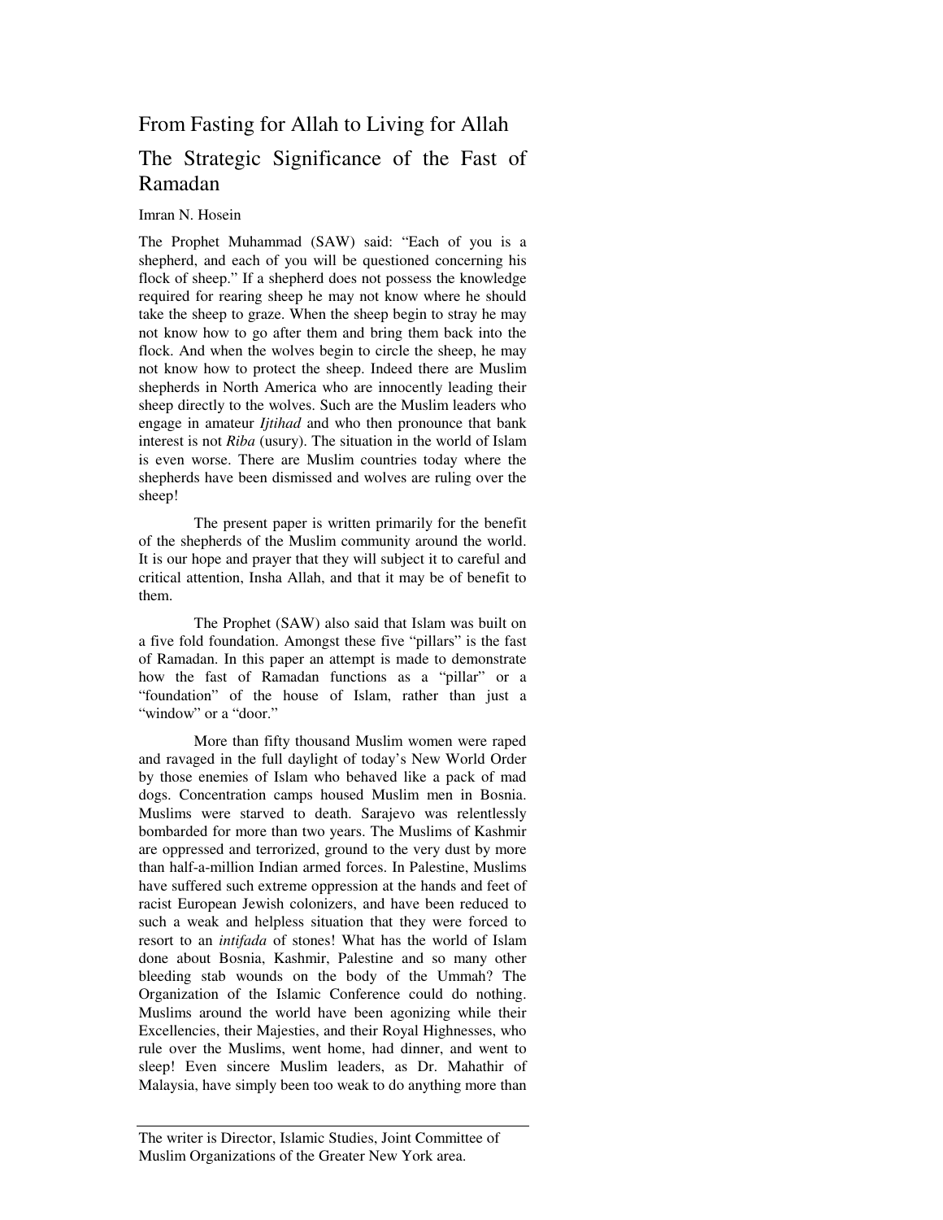# From Fasting for Allah to Living for Allah

## The Strategic Significance of the Fast of Ramadan

Imran N. Hosein

The Prophet Muhammad (SAW) said: "Each of you is a shepherd, and each of you will be questioned concerning his flock of sheep." If a shepherd does not possess the knowledge required for rearing sheep he may not know where he should take the sheep to graze. When the sheep begin to stray he may not know how to go after them and bring them back into the flock. And when the wolves begin to circle the sheep, he may not know how to protect the sheep. Indeed there are Muslim shepherds in North America who are innocently leading their sheep directly to the wolves. Such are the Muslim leaders who engage in amateur *Ijtihad* and who then pronounce that bank interest is not *Riba* (usury). The situation in the world of Islam is even worse. There are Muslim countries today where the shepherds have been dismissed and wolves are ruling over the sheep!

The present paper is written primarily for the benefit of the shepherds of the Muslim community around the world. It is our hope and prayer that they will subject it to careful and critical attention, Insha Allah, and that it may be of benefit to them.

The Prophet (SAW) also said that Islam was built on a five fold foundation. Amongst these five "pillars" is the fast of Ramadan. In this paper an attempt is made to demonstrate how the fast of Ramadan functions as a "pillar" or a "foundation" of the house of Islam, rather than just a "window" or a "door."

More than fifty thousand Muslim women were raped and ravaged in the full daylight of today's New World Order by those enemies of Islam who behaved like a pack of mad dogs. Concentration camps housed Muslim men in Bosnia. Muslims were starved to death. Sarajevo was relentlessly bombarded for more than two years. The Muslims of Kashmir are oppressed and terrorized, ground to the very dust by more than half-a-million Indian armed forces. In Palestine, Muslims have suffered such extreme oppression at the hands and feet of racist European Jewish colonizers, and have been reduced to such a weak and helpless situation that they were forced to resort to an *intifada* of stones! What has the world of Islam done about Bosnia, Kashmir, Palestine and so many other bleeding stab wounds on the body of the Ummah? The Organization of the Islamic Conference could do nothing. Muslims around the world have been agonizing while their Excellencies, their Majesties, and their Royal Highnesses, who rule over the Muslims, went home, had dinner, and went to sleep! Even sincere Muslim leaders, as Dr. Mahathir of Malaysia, have simply been too weak to do anything more than

---

The writer is Director, Islamic Studies, Joint Committee of Muslim Organizations of the Greater New York area.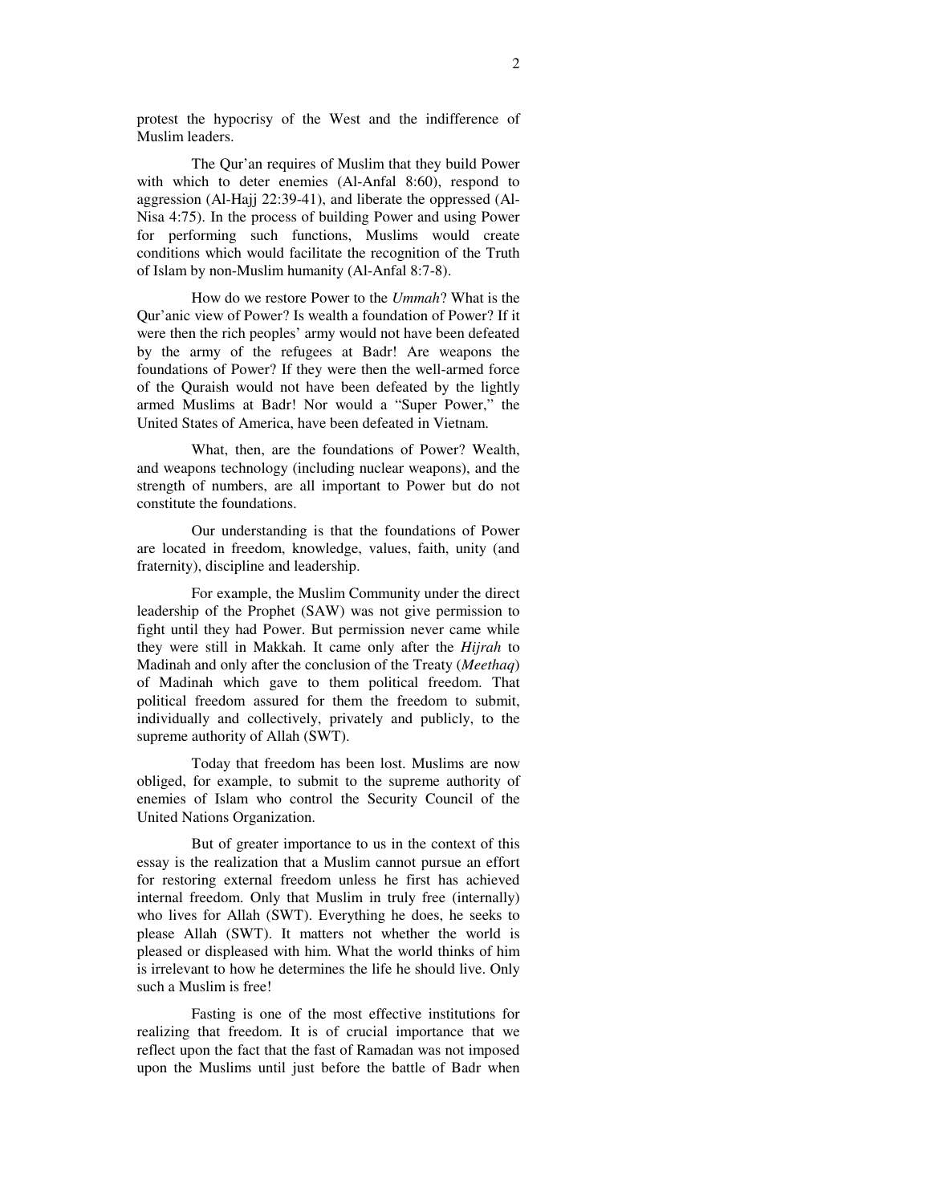protest the hypocrisy of the West and the indifference of Muslim leaders.

The Qur'an requires of Muslim that they build Power with which to deter enemies (Al-Anfal 8:60), respond to aggression (Al-Hajj 22:39-41), and liberate the oppressed (Al-Nisa 4:75). In the process of building Power and using Power for performing such functions, Muslims would create conditions which would facilitate the recognition of the Truth of Islam by non-Muslim humanity (Al-Anfal 8:7-8).

How do we restore Power to the *Ummah*? What is the Qur'anic view of Power? Is wealth a foundation of Power? If it were then the rich peoples' army would not have been defeated by the army of the refugees at Badr! Are weapons the foundations of Power? If they were then the well-armed force of the Quraish would not have been defeated by the lightly armed Muslims at Badr! Nor would a "Super Power," the United States of America, have been defeated in Vietnam.

What, then, are the foundations of Power? Wealth, and weapons technology (including nuclear weapons), and the strength of numbers, are all important to Power but do not constitute the foundations.

Our understanding is that the foundations of Power are located in freedom, knowledge, values, faith, unity (and fraternity), discipline and leadership.

For example, the Muslim Community under the direct leadership of the Prophet (SAW) was not give permission to fight until they had Power. But permission never came while they were still in Makkah. It came only after the *Hijrah* to Madinah and only after the conclusion of the Treaty (*Meethaq*) of Madinah which gave to them political freedom. That political freedom assured for them the freedom to submit, individually and collectively, privately and publicly, to the supreme authority of Allah (SWT).

Today that freedom has been lost. Muslims are now obliged, for example, to submit to the supreme authority of enemies of Islam who control the Security Council of the United Nations Organization.

But of greater importance to us in the context of this essay is the realization that a Muslim cannot pursue an effort for restoring external freedom unless he first has achieved internal freedom. Only that Muslim in truly free (internally) who lives for Allah (SWT). Everything he does, he seeks to please Allah (SWT). It matters not whether the world is pleased or displeased with him. What the world thinks of him is irrelevant to how he determines the life he should live. Only such a Muslim is free!

Fasting is one of the most effective institutions for realizing that freedom. It is of crucial importance that we reflect upon the fact that the fast of Ramadan was not imposed upon the Muslims until just before the battle of Badr when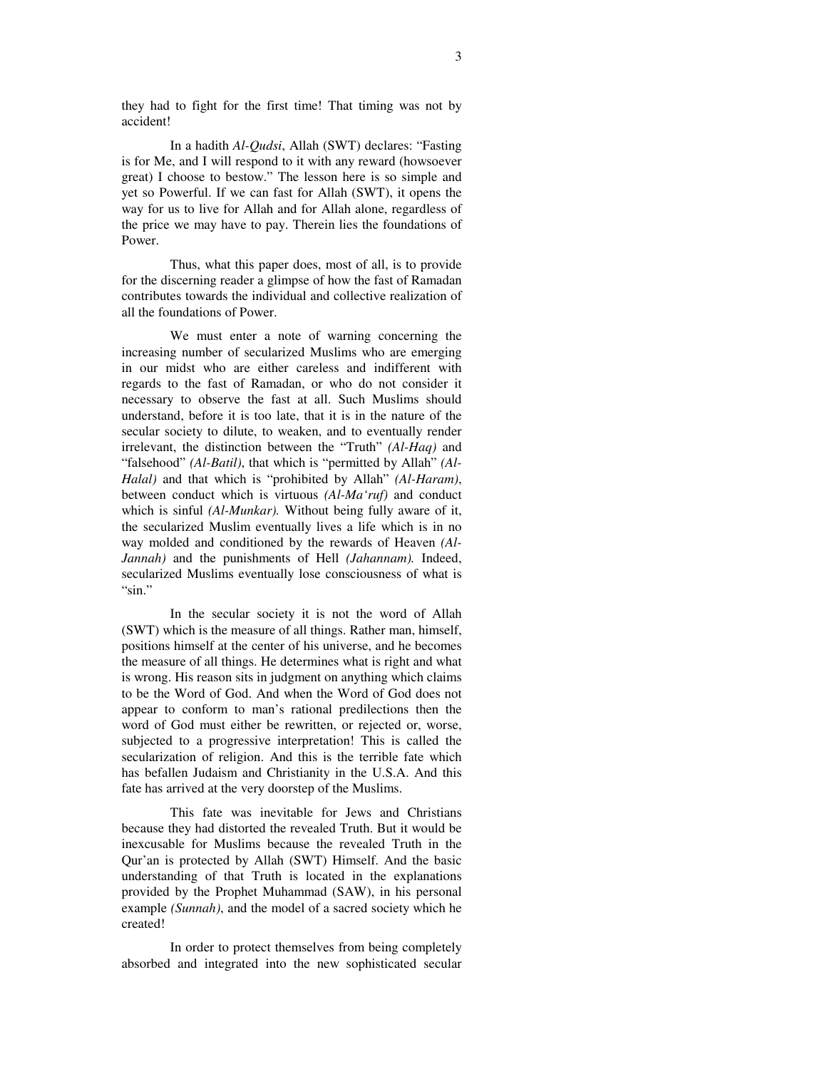they had to fight for the first time! That timing was not by accident!

In a hadith *Al-Qudsi*, Allah (SWT) declares: "Fasting is for Me, and I will respond to it with any reward (howsoever great) I choose to bestow." The lesson here is so simple and yet so Powerful. If we can fast for Allah (SWT), it opens the way for us to live for Allah and for Allah alone, regardless of the price we may have to pay. Therein lies the foundations of Power.

Thus, what this paper does, most of all, is to provide for the discerning reader a glimpse of how the fast of Ramadan contributes towards the individual and collective realization of all the foundations of Power.

We must enter a note of warning concerning the increasing number of secularized Muslims who are emerging in our midst who are either careless and indifferent with regards to the fast of Ramadan, or who do not consider it necessary to observe the fast at all. Such Muslims should understand, before it is too late, that it is in the nature of the secular society to dilute, to weaken, and to eventually render irrelevant, the distinction between the "Truth" *(Al-Haq)* and "falsehood" *(Al-Batil)*, that which is "permitted by Allah" *(Al-Halal)* and that which is "prohibited by Allah" *(Al-Haram)*, between conduct which is virtuous *(Al-Ma'ruf)* and conduct which is sinful *(Al-Munkar).* Without being fully aware of it, the secularized Muslim eventually lives a life which is in no way molded and conditioned by the rewards of Heaven *(Al-Jannah)* and the punishments of Hell *(Jahannam).* Indeed, secularized Muslims eventually lose consciousness of what is "sin."

In the secular society it is not the word of Allah (SWT) which is the measure of all things. Rather man, himself, positions himself at the center of his universe, and he becomes the measure of all things. He determines what is right and what is wrong. His reason sits in judgment on anything which claims to be the Word of God. And when the Word of God does not appear to conform to man's rational predilections then the word of God must either be rewritten, or rejected or, worse, subjected to a progressive interpretation! This is called the secularization of religion. And this is the terrible fate which has befallen Judaism and Christianity in the U.S.A. And this fate has arrived at the very doorstep of the Muslims.

This fate was inevitable for Jews and Christians because they had distorted the revealed Truth. But it would be inexcusable for Muslims because the revealed Truth in the Qur'an is protected by Allah (SWT) Himself. And the basic understanding of that Truth is located in the explanations provided by the Prophet Muhammad (SAW), in his personal example *(Sunnah)*, and the model of a sacred society which he created!

In order to protect themselves from being completely absorbed and integrated into the new sophisticated secular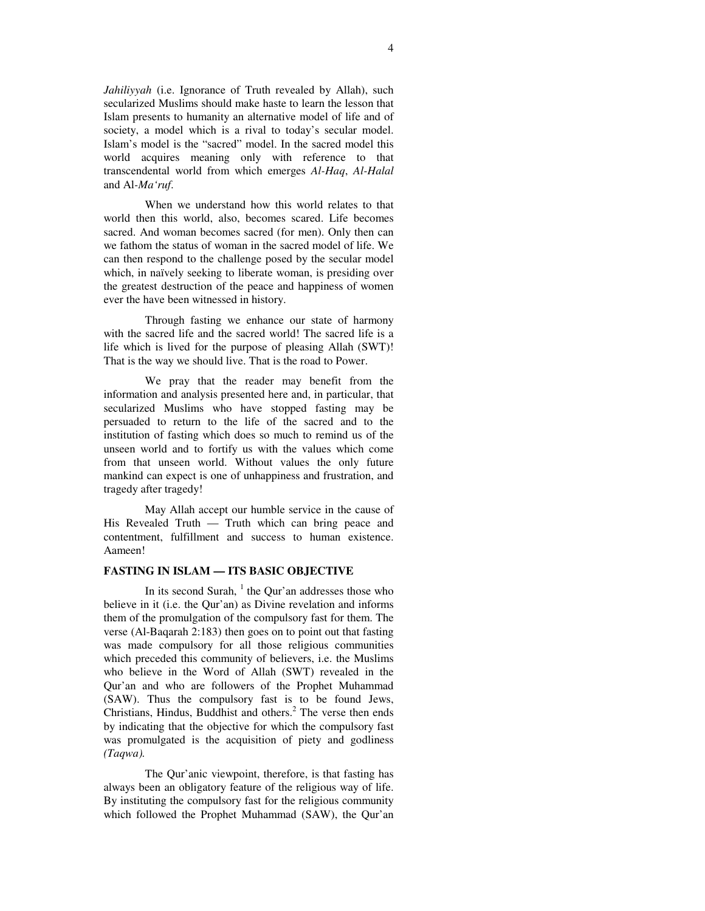*Jahiliyyah* (i.e. Ignorance of Truth revealed by Allah), such secularized Muslims should make haste to learn the lesson that Islam presents to humanity an alternative model of life and of society, a model which is a rival to today's secular model. Islam's model is the "sacred" model. In the sacred model this world acquires meaning only with reference to that transcendental world from which emerges *Al-Haq*, *Al-Halal* and Al-*Ma'ruf*.

When we understand how this world relates to that world then this world, also, becomes scared. Life becomes sacred. And woman becomes sacred (for men). Only then can we fathom the status of woman in the sacred model of life. We can then respond to the challenge posed by the secular model which, in naïvely seeking to liberate woman, is presiding over the greatest destruction of the peace and happiness of women ever the have been witnessed in history.

Through fasting we enhance our state of harmony with the sacred life and the sacred world! The sacred life is a life which is lived for the purpose of pleasing Allah (SWT)! That is the way we should live. That is the road to Power.

We pray that the reader may benefit from the information and analysis presented here and, in particular, that secularized Muslims who have stopped fasting may be persuaded to return to the life of the sacred and to the institution of fasting which does so much to remind us of the unseen world and to fortify us with the values which come from that unseen world. Without values the only future mankind can expect is one of unhappiness and frustration, and tragedy after tragedy!

May Allah accept our humble service in the cause of His Revealed Truth — Truth which can bring peace and contentment, fulfillment and success to human existence. Aameen!

## FASTING IN ISLAM — ITS BASIC OBJECTIVE

In its second Surah, [1] the Qur'an addresses those who believe in it (i.e. the Qur'an) as Divine revelation and informs them of the promulgation of the compulsory fast for them. The verse (Al-Baqarah 2:183) then goes on to point out that fasting was made compulsory for all those religious communities which preceded this community of believers, i.e. the Muslims who believe in the Word of Allah (SWT) revealed in the Qur'an and who are followers of the Prophet Muhammad (SAW). Thus the compulsory fast is to be found Jews, Christians, Hindus, Buddhist and others.[2] The verse then ends by indicating that the objective for which the compulsory fast was promulgated is the acquisition of piety and godliness *(Taqwa).*

The Qur'anic viewpoint, therefore, is that fasting has always been an obligatory feature of the religious way of life. By instituting the compulsory fast for the religious community which followed the Prophet Muhammad (SAW), the Qur'an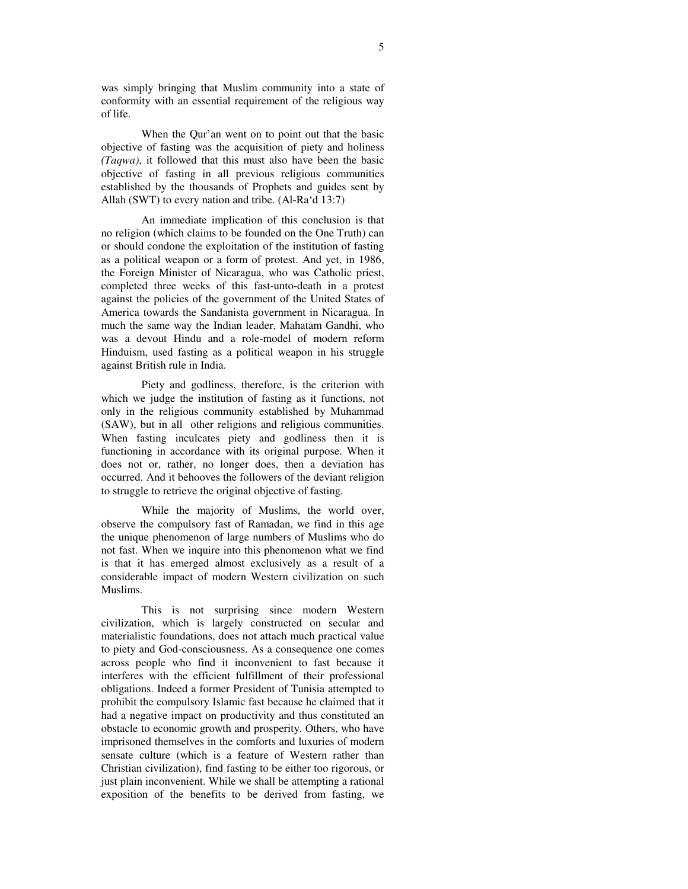was simply bringing that Muslim community into a state of conformity with an essential requirement of the religious way of life.

When the Qur'an went on to point out that the basic objective of fasting was the acquisition of piety and holiness *(Taqwa)*, it followed that this must also have been the basic objective of fasting in all previous religious communities established by the thousands of Prophets and guides sent by Allah (SWT) to every nation and tribe. (Al-Ra'd 13:7)

An immediate implication of this conclusion is that no religion (which claims to be founded on the One Truth) can or should condone the exploitation of the institution of fasting as a political weapon or a form of protest. And yet, in 1986, the Foreign Minister of Nicaragua, who was Catholic priest, completed three weeks of this fast-unto-death in a protest against the policies of the government of the United States of America towards the Sandanista government in Nicaragua. In much the same way the Indian leader, Mahatam Gandhi, who was a devout Hindu and a role-model of modern reform Hinduism, used fasting as a political weapon in his struggle against British rule in India.

Piety and godliness, therefore, is the criterion with which we judge the institution of fasting as it functions, not only in the religious community established by Muhammad (SAW), but in all other religions and religious communities. When fasting inculcates piety and godliness then it is functioning in accordance with its original purpose. When it does not or, rather, no longer does, then a deviation has occurred. And it behooves the followers of the deviant religion to struggle to retrieve the original objective of fasting.

While the majority of Muslims, the world over, observe the compulsory fast of Ramadan, we find in this age the unique phenomenon of large numbers of Muslims who do not fast. When we inquire into this phenomenon what we find is that it has emerged almost exclusively as a result of a considerable impact of modern Western civilization on such Muslims.

This is not surprising since modern Western civilization, which is largely constructed on secular and materialistic foundations, does not attach much practical value to piety and God-consciousness. As a consequence one comes across people who find it inconvenient to fast because it interferes with the efficient fulfillment of their professional obligations. Indeed a former President of Tunisia attempted to prohibit the compulsory Islamic fast because he claimed that it had a negative impact on productivity and thus constituted an obstacle to economic growth and prosperity. Others, who have imprisoned themselves in the comforts and luxuries of modern sensate culture (which is a feature of Western rather than Christian civilization), find fasting to be either too rigorous, or just plain inconvenient. While we shall be attempting a rational exposition of the benefits to be derived from fasting, we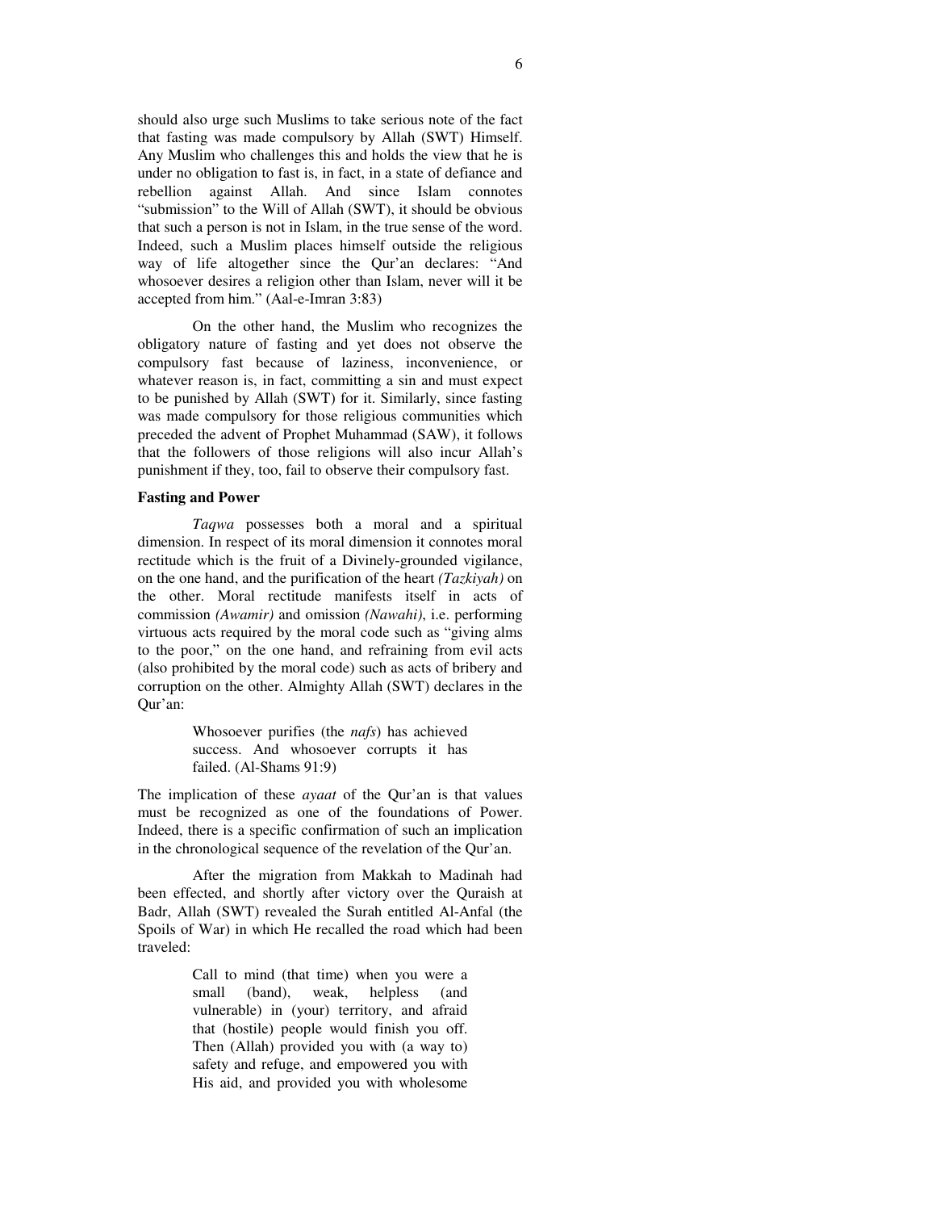should also urge such Muslims to take serious note of the fact that fasting was made compulsory by Allah (SWT) Himself. Any Muslim who challenges this and holds the view that he is under no obligation to fast is, in fact, in a state of defiance and rebellion against Allah. And since Islam connotes "submission" to the Will of Allah (SWT), it should be obvious that such a person is not in Islam, in the true sense of the word. Indeed, such a Muslim places himself outside the religious way of life altogether since the Qur'an declares: "And whosoever desires a religion other than Islam, never will it be accepted from him." (Aal-e-Imran 3:83)

On the other hand, the Muslim who recognizes the obligatory nature of fasting and yet does not observe the compulsory fast because of laziness, inconvenience, or whatever reason is, in fact, committing a sin and must expect to be punished by Allah (SWT) for it. Similarly, since fasting was made compulsory for those religious communities which preceded the advent of Prophet Muhammad (SAW), it follows that the followers of those religions will also incur Allah's punishment if they, too, fail to observe their compulsory fast.

**Fasting and Power**

*Taqwa* possesses both a moral and a spiritual dimension. In respect of its moral dimension it connotes moral rectitude which is the fruit of a Divinely-grounded vigilance, on the one hand, and the purification of the heart *(Tazkiyah)* on the other. Moral rectitude manifests itself in acts of commission *(Awamir)* and omission *(Nawahi)*, i.e. performing virtuous acts required by the moral code such as "giving alms to the poor," on the one hand, and refraining from evil acts (also prohibited by the moral code) such as acts of bribery and corruption on the other. Almighty Allah (SWT) declares in the Qur'an:

> Whosoever purifies (the *nafs*) has achieved success. And whosoever corrupts it has failed. (Al-Shams 91:9)

The implication of these *ayaat* of the Qur'an is that values must be recognized as one of the foundations of Power. Indeed, there is a specific confirmation of such an implication in the chronological sequence of the revelation of the Qur'an.

After the migration from Makkah to Madinah had been effected, and shortly after victory over the Quraish at Badr, Allah (SWT) revealed the Surah entitled Al-Anfal (the Spoils of War) in which He recalled the road which had been traveled:

> Call to mind (that time) when you were a small (band), weak, helpless (and vulnerable) in (your) territory, and afraid that (hostile) people would finish you off. Then (Allah) provided you with (a way to) safety and refuge, and empowered you with His aid, and provided you with wholesome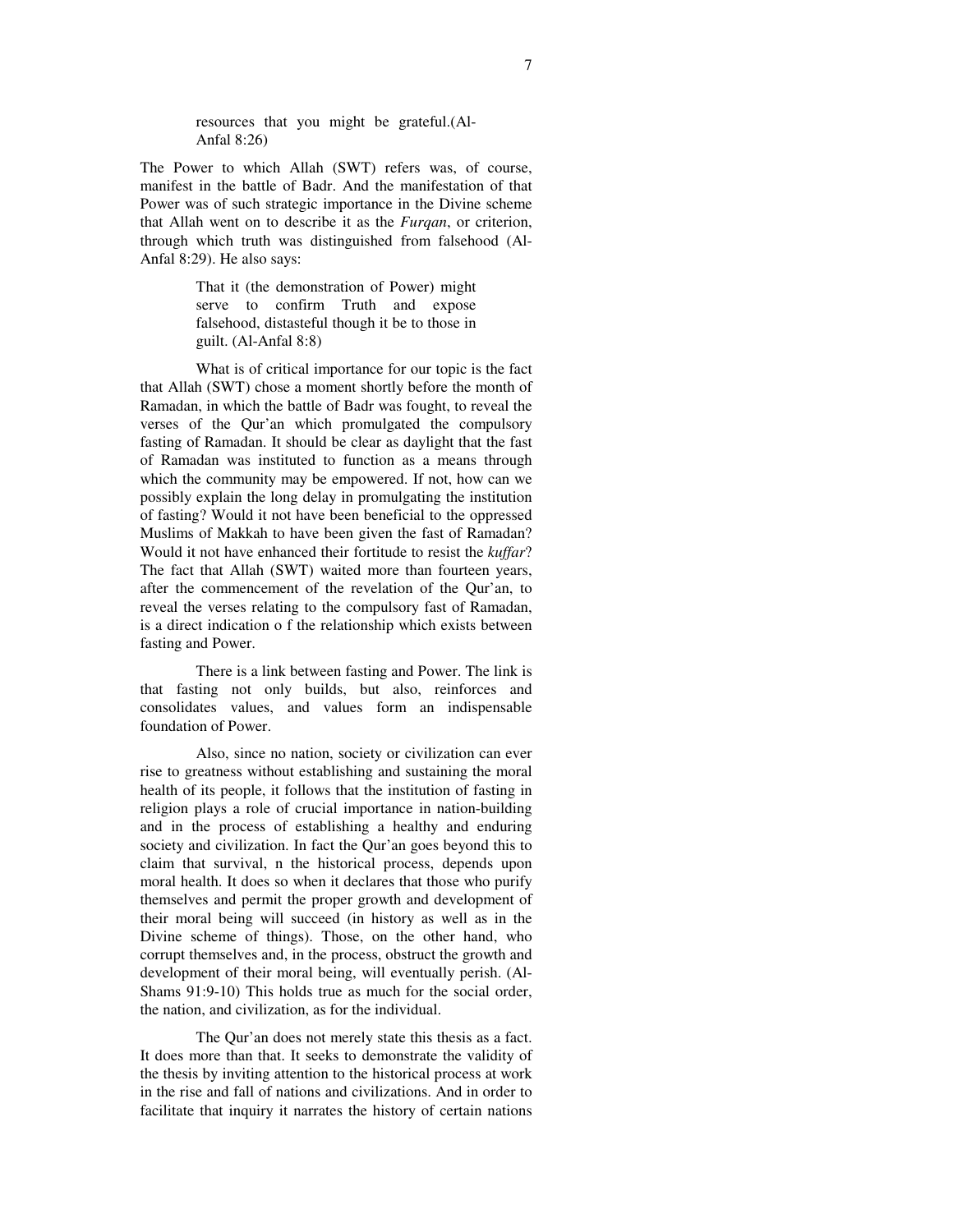> resources that you might be grateful.(Al-Anfal 8:26)

The Power to which Allah (SWT) refers was, of course, manifest in the battle of Badr. And the manifestation of that Power was of such strategic importance in the Divine scheme that Allah went on to describe it as the *Furqan*, or criterion, through which truth was distinguished from falsehood (Al-Anfal 8:29). He also says:

> That it (the demonstration of Power) might serve to confirm Truth and expose falsehood, distasteful though it be to those in guilt. (Al-Anfal 8:8)

What is of critical importance for our topic is the fact that Allah (SWT) chose a moment shortly before the month of Ramadan, in which the battle of Badr was fought, to reveal the verses of the Qur'an which promulgated the compulsory fasting of Ramadan. It should be clear as daylight that the fast of Ramadan was instituted to function as a means through which the community may be empowered. If not, how can we possibly explain the long delay in promulgating the institution of fasting? Would it not have been beneficial to the oppressed Muslims of Makkah to have been given the fast of Ramadan? Would it not have enhanced their fortitude to resist the *kuffar*? The fact that Allah (SWT) waited more than fourteen years, after the commencement of the revelation of the Qur'an, to reveal the verses relating to the compulsory fast of Ramadan, is a direct indication o f the relationship which exists between fasting and Power.

There is a link between fasting and Power. The link is that fasting not only builds, but also, reinforces and consolidates values, and values form an indispensable foundation of Power.

Also, since no nation, society or civilization can ever rise to greatness without establishing and sustaining the moral health of its people, it follows that the institution of fasting in religion plays a role of crucial importance in nation-building and in the process of establishing a healthy and enduring society and civilization. In fact the Qur'an goes beyond this to claim that survival, n the historical process, depends upon moral health. It does so when it declares that those who purify themselves and permit the proper growth and development of their moral being will succeed (in history as well as in the Divine scheme of things). Those, on the other hand, who corrupt themselves and, in the process, obstruct the growth and development of their moral being, will eventually perish. (Al-Shams 91:9-10) This holds true as much for the social order, the nation, and civilization, as for the individual.

The Qur'an does not merely state this thesis as a fact. It does more than that. It seeks to demonstrate the validity of the thesis by inviting attention to the historical process at work in the rise and fall of nations and civilizations. And in order to facilitate that inquiry it narrates the history of certain nations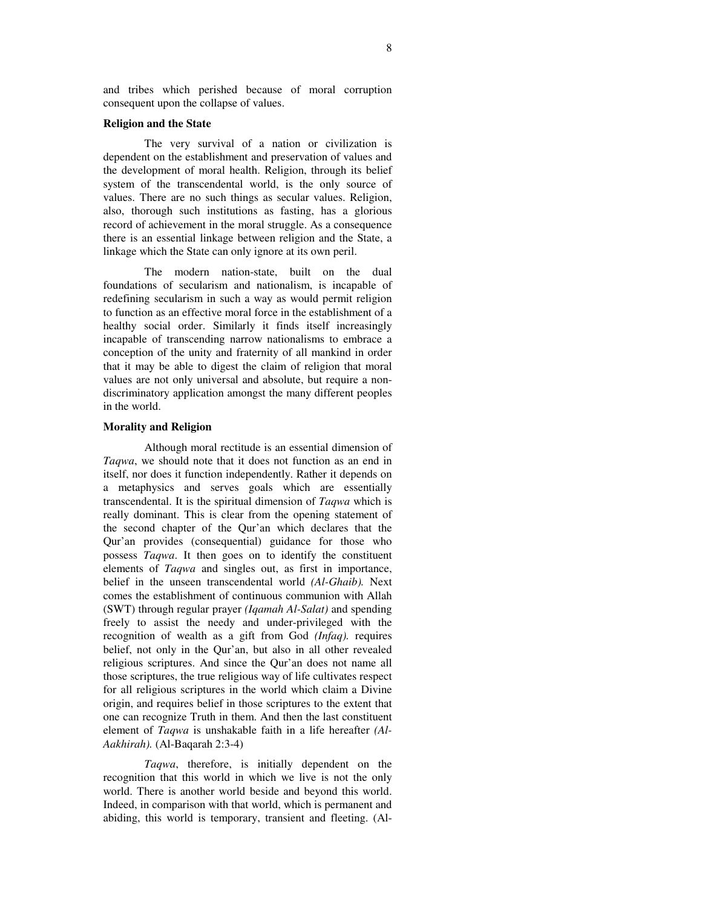and tribes which perished because of moral corruption consequent upon the collapse of values.

**Religion and the State**

The very survival of a nation or civilization is dependent on the establishment and preservation of values and the development of moral health. Religion, through its belief system of the transcendental world, is the only source of values. There are no such things as secular values. Religion, also, thorough such institutions as fasting, has a glorious record of achievement in the moral struggle. As a consequence there is an essential linkage between religion and the State, a linkage which the State can only ignore at its own peril.

The modern nation-state, built on the dual foundations of secularism and nationalism, is incapable of redefining secularism in such a way as would permit religion to function as an effective moral force in the establishment of a healthy social order. Similarly it finds itself increasingly incapable of transcending narrow nationalisms to embrace a conception of the unity and fraternity of all mankind in order that it may be able to digest the claim of religion that moral values are not only universal and absolute, but require a non-discriminatory application amongst the many different peoples in the world.

**Morality and Religion**

Although moral rectitude is an essential dimension of *Taqwa*, we should note that it does not function as an end in itself, nor does it function independently. Rather it depends on a metaphysics and serves goals which are essentially transcendental. It is the spiritual dimension of *Taqwa* which is really dominant. This is clear from the opening statement of the second chapter of the Qur'an which declares that the Qur'an provides (consequential) guidance for those who possess *Taqwa*. It then goes on to identify the constituent elements of *Taqwa* and singles out, as first in importance, belief in the unseen transcendental world *(Al-Ghaib).* Next comes the establishment of continuous communion with Allah (SWT) through regular prayer *(Iqamah Al-Salat)* and spending freely to assist the needy and under-privileged with the recognition of wealth as a gift from God *(Infaq).* requires belief, not only in the Qur'an, but also in all other revealed religious scriptures. And since the Qur'an does not name all those scriptures, the true religious way of life cultivates respect for all religious scriptures in the world which claim a Divine origin, and requires belief in those scriptures to the extent that one can recognize Truth in them. And then the last constituent element of *Taqwa* is unshakable faith in a life hereafter *(Al-Aakhirah).* (Al-Baqarah 2:3-4)

*Taqwa*, therefore, is initially dependent on the recognition that this world in which we live is not the only world. There is another world beside and beyond this world. Indeed, in comparison with that world, which is permanent and abiding, this world is temporary, transient and fleeting. (Al-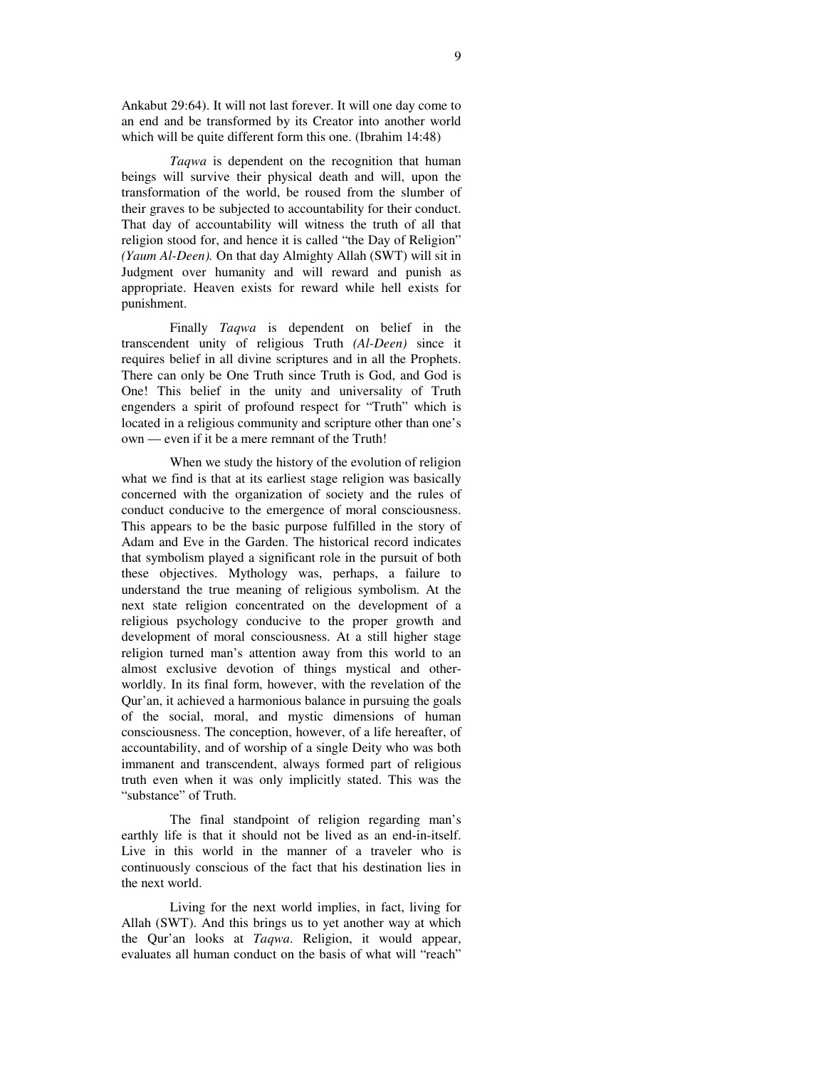Ankabut 29:64). It will not last forever. It will one day come to an end and be transformed by its Creator into another world which will be quite different form this one. (Ibrahim 14:48)

*Taqwa* is dependent on the recognition that human beings will survive their physical death and will, upon the transformation of the world, be roused from the slumber of their graves to be subjected to accountability for their conduct. That day of accountability will witness the truth of all that religion stood for, and hence it is called "the Day of Religion" *(Yaum Al-Deen).* On that day Almighty Allah (SWT) will sit in Judgment over humanity and will reward and punish as appropriate. Heaven exists for reward while hell exists for punishment.

Finally *Taqwa* is dependent on belief in the transcendent unity of religious Truth *(Al-Deen)* since it requires belief in all divine scriptures and in all the Prophets. There can only be One Truth since Truth is God, and God is One! This belief in the unity and universality of Truth engenders a spirit of profound respect for "Truth" which is located in a religious community and scripture other than one's own — even if it be a mere remnant of the Truth!

When we study the history of the evolution of religion what we find is that at its earliest stage religion was basically concerned with the organization of society and the rules of conduct conducive to the emergence of moral consciousness. This appears to be the basic purpose fulfilled in the story of Adam and Eve in the Garden. The historical record indicates that symbolism played a significant role in the pursuit of both these objectives. Mythology was, perhaps, a failure to understand the true meaning of religious symbolism. At the next state religion concentrated on the development of a religious psychology conducive to the proper growth and development of moral consciousness. At a still higher stage religion turned man's attention away from this world to an almost exclusive devotion of things mystical and other-worldly. In its final form, however, with the revelation of the Qur'an, it achieved a harmonious balance in pursuing the goals of the social, moral, and mystic dimensions of human consciousness. The conception, however, of a life hereafter, of accountability, and of worship of a single Deity who was both immanent and transcendent, always formed part of religious truth even when it was only implicitly stated. This was the "substance" of Truth.

The final standpoint of religion regarding man's earthly life is that it should not be lived as an end-in-itself. Live in this world in the manner of a traveler who is continuously conscious of the fact that his destination lies in the next world.

Living for the next world implies, in fact, living for Allah (SWT). And this brings us to yet another way at which the Qur'an looks at *Taqwa*. Religion, it would appear, evaluates all human conduct on the basis of what will "reach"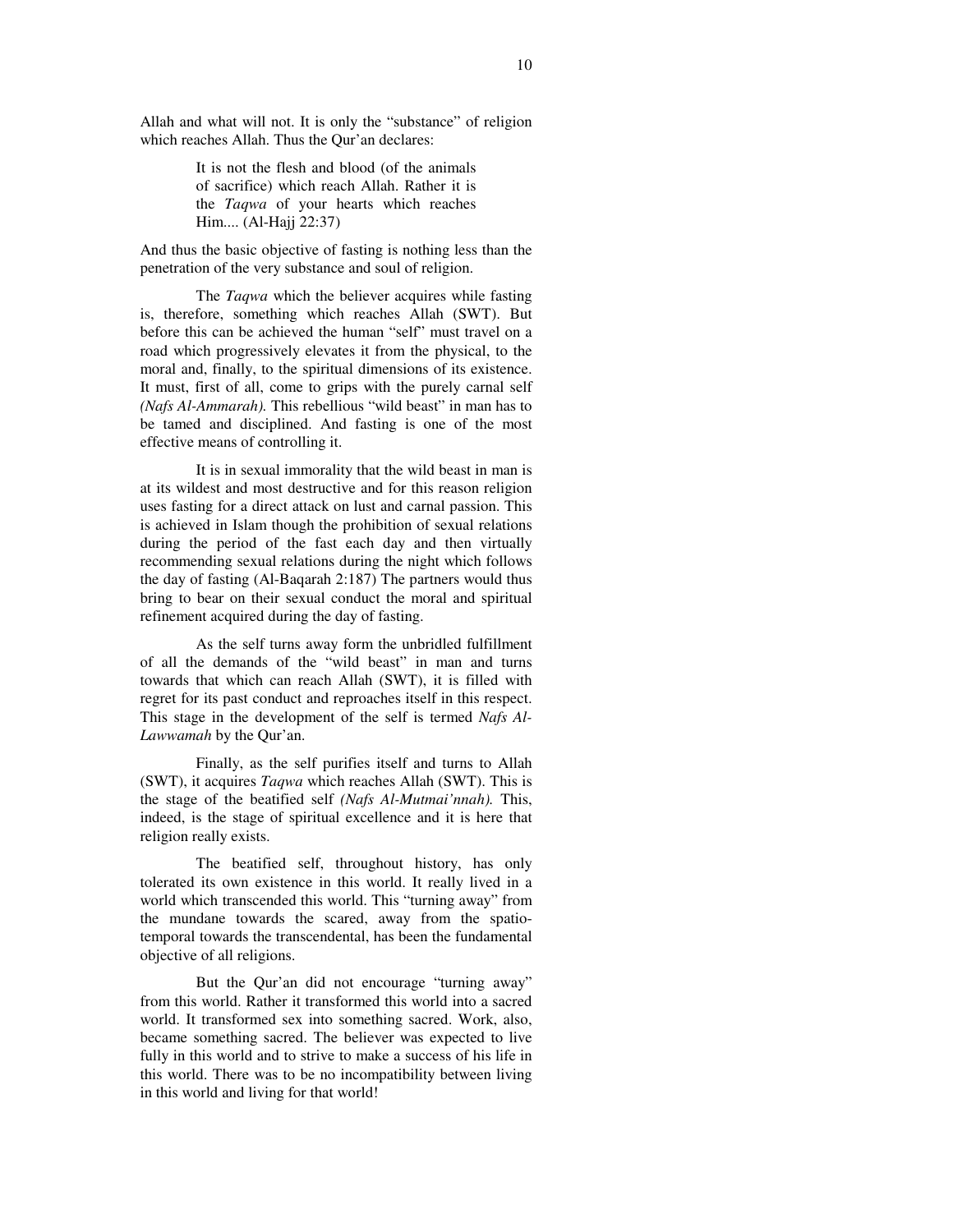Allah and what will not. It is only the "substance" of religion which reaches Allah. Thus the Qur'an declares:

> It is not the flesh and blood (of the animals of sacrifice) which reach Allah. Rather it is the *Taqwa* of your hearts which reaches Him.... (Al-Hajj 22:37)

And thus the basic objective of fasting is nothing less than the penetration of the very substance and soul of religion.

The *Taqwa* which the believer acquires while fasting is, therefore, something which reaches Allah (SWT). But before this can be achieved the human "self" must travel on a road which progressively elevates it from the physical, to the moral and, finally, to the spiritual dimensions of its existence. It must, first of all, come to grips with the purely carnal self *(Nafs Al-Ammarah).* This rebellious "wild beast" in man has to be tamed and disciplined. And fasting is one of the most effective means of controlling it.

It is in sexual immorality that the wild beast in man is at its wildest and most destructive and for this reason religion uses fasting for a direct attack on lust and carnal passion. This is achieved in Islam though the prohibition of sexual relations during the period of the fast each day and then virtually recommending sexual relations during the night which follows the day of fasting (Al-Baqarah 2:187) The partners would thus bring to bear on their sexual conduct the moral and spiritual refinement acquired during the day of fasting.

As the self turns away form the unbridled fulfillment of all the demands of the "wild beast" in man and turns towards that which can reach Allah (SWT), it is filled with regret for its past conduct and reproaches itself in this respect. This stage in the development of the self is termed *Nafs Al-Lawwamah* by the Qur'an.

Finally, as the self purifies itself and turns to Allah (SWT), it acquires *Taqwa* which reaches Allah (SWT). This is the stage of the beatified self *(Nafs Al-Mutmai'nnah).* This, indeed, is the stage of spiritual excellence and it is here that religion really exists.

The beatified self, throughout history, has only tolerated its own existence in this world. It really lived in a world which transcended this world. This "turning away" from the mundane towards the scared, away from the spatio-temporal towards the transcendental, has been the fundamental objective of all religions.

But the Qur'an did not encourage "turning away" from this world. Rather it transformed this world into a sacred world. It transformed sex into something sacred. Work, also, became something sacred. The believer was expected to live fully in this world and to strive to make a success of his life in this world. There was to be no incompatibility between living in this world and living for that world!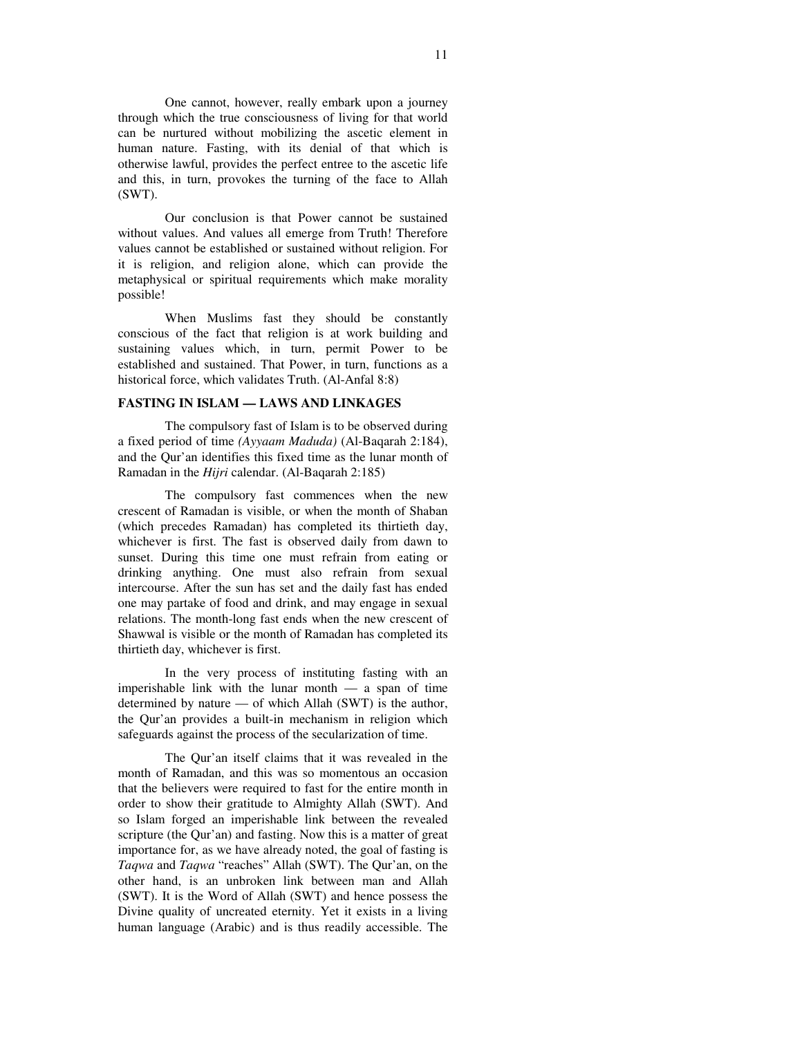One cannot, however, really embark upon a journey through which the true consciousness of living for that world can be nurtured without mobilizing the ascetic element in human nature. Fasting, with its denial of that which is otherwise lawful, provides the perfect entree to the ascetic life and this, in turn, provokes the turning of the face to Allah (SWT).

Our conclusion is that Power cannot be sustained without values. And values all emerge from Truth! Therefore values cannot be established or sustained without religion. For it is religion, and religion alone, which can provide the metaphysical or spiritual requirements which make morality possible!

When Muslims fast they should be constantly conscious of the fact that religion is at work building and sustaining values which, in turn, permit Power to be established and sustained. That Power, in turn, functions as a historical force, which validates Truth. (Al-Anfal 8:8)

## FASTING IN ISLAM — LAWS AND LINKAGES

The compulsory fast of Islam is to be observed during a fixed period of time *(Ayyaam Maduda)* (Al-Baqarah 2:184), and the Qur'an identifies this fixed time as the lunar month of Ramadan in the *Hijri* calendar. (Al-Baqarah 2:185)

The compulsory fast commences when the new crescent of Ramadan is visible, or when the month of Shaban (which precedes Ramadan) has completed its thirtieth day, whichever is first. The fast is observed daily from dawn to sunset. During this time one must refrain from eating or drinking anything. One must also refrain from sexual intercourse. After the sun has set and the daily fast has ended one may partake of food and drink, and may engage in sexual relations. The month-long fast ends when the new crescent of Shawwal is visible or the month of Ramadan has completed its thirtieth day, whichever is first.

In the very process of instituting fasting with an imperishable link with the lunar month — a span of time determined by nature — of which Allah (SWT) is the author, the Qur'an provides a built-in mechanism in religion which safeguards against the process of the secularization of time.

The Qur'an itself claims that it was revealed in the month of Ramadan, and this was so momentous an occasion that the believers were required to fast for the entire month in order to show their gratitude to Almighty Allah (SWT). And so Islam forged an imperishable link between the revealed scripture (the Qur'an) and fasting. Now this is a matter of great importance for, as we have already noted, the goal of fasting is *Taqwa* and *Taqwa* "reaches" Allah (SWT). The Qur'an, on the other hand, is an unbroken link between man and Allah (SWT). It is the Word of Allah (SWT) and hence possess the Divine quality of uncreated eternity. Yet it exists in a living human language (Arabic) and is thus readily accessible. The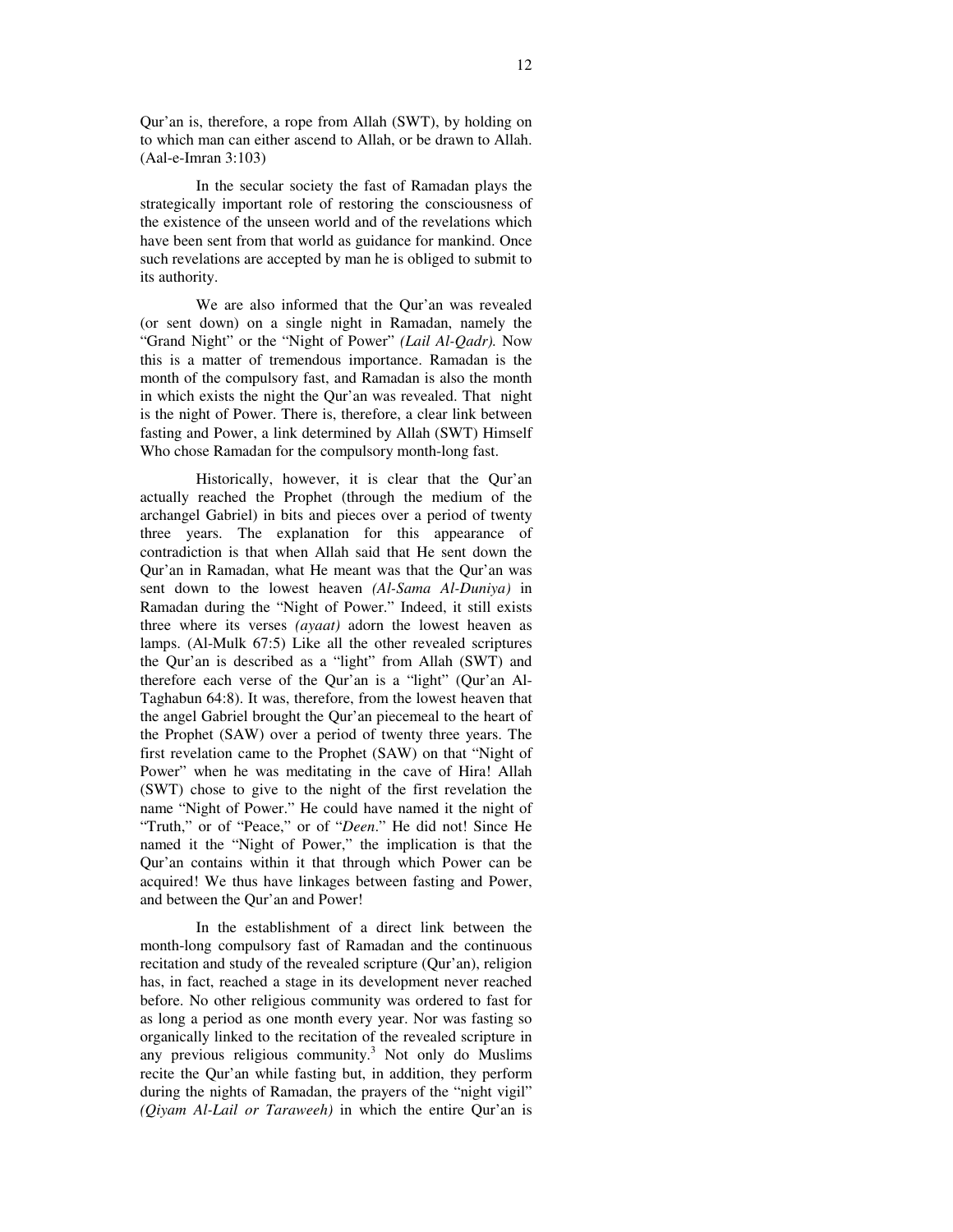Qur'an is, therefore, a rope from Allah (SWT), by holding on to which man can either ascend to Allah, or be drawn to Allah. (Aal-e-Imran 3:103)

In the secular society the fast of Ramadan plays the strategically important role of restoring the consciousness of the existence of the unseen world and of the revelations which have been sent from that world as guidance for mankind. Once such revelations are accepted by man he is obliged to submit to its authority.

We are also informed that the Qur'an was revealed (or sent down) on a single night in Ramadan, namely the "Grand Night" or the "Night of Power" *(Lail Al-Qadr).* Now this is a matter of tremendous importance. Ramadan is the month of the compulsory fast, and Ramadan is also the month in which exists the night the Qur'an was revealed. That night is the night of Power. There is, therefore, a clear link between fasting and Power, a link determined by Allah (SWT) Himself Who chose Ramadan for the compulsory month-long fast.

Historically, however, it is clear that the Qur'an actually reached the Prophet (through the medium of the archangel Gabriel) in bits and pieces over a period of twenty three years. The explanation for this appearance of contradiction is that when Allah said that He sent down the Qur'an in Ramadan, what He meant was that the Qur'an was sent down to the lowest heaven *(Al-Sama Al-Duniya)* in Ramadan during the "Night of Power." Indeed, it still exists three where its verses *(ayaat)* adorn the lowest heaven as lamps. (Al-Mulk 67:5) Like all the other revealed scriptures the Qur'an is described as a "light" from Allah (SWT) and therefore each verse of the Qur'an is a "light" (Qur'an Al-Taghabun 64:8). It was, therefore, from the lowest heaven that the angel Gabriel brought the Qur'an piecemeal to the heart of the Prophet (SAW) over a period of twenty three years. The first revelation came to the Prophet (SAW) on that "Night of Power" when he was meditating in the cave of Hira! Allah (SWT) chose to give to the night of the first revelation the name "Night of Power." He could have named it the night of "Truth," or of "Peace," or of "*Deen*." He did not! Since He named it the "Night of Power," the implication is that the Qur'an contains within it that through which Power can be acquired! We thus have linkages between fasting and Power, and between the Qur'an and Power!

In the establishment of a direct link between the month-long compulsory fast of Ramadan and the continuous recitation and study of the revealed scripture (Qur'an), religion has, in fact, reached a stage in its development never reached before. No other religious community was ordered to fast for as long a period as one month every year. Nor was fasting so organically linked to the recitation of the revealed scripture in any previous religious community.[3] Not only do Muslims recite the Qur'an while fasting but, in addition, they perform during the nights of Ramadan, the prayers of the "night vigil" *(Qiyam Al-Lail or Taraweeh)* in which the entire Qur'an is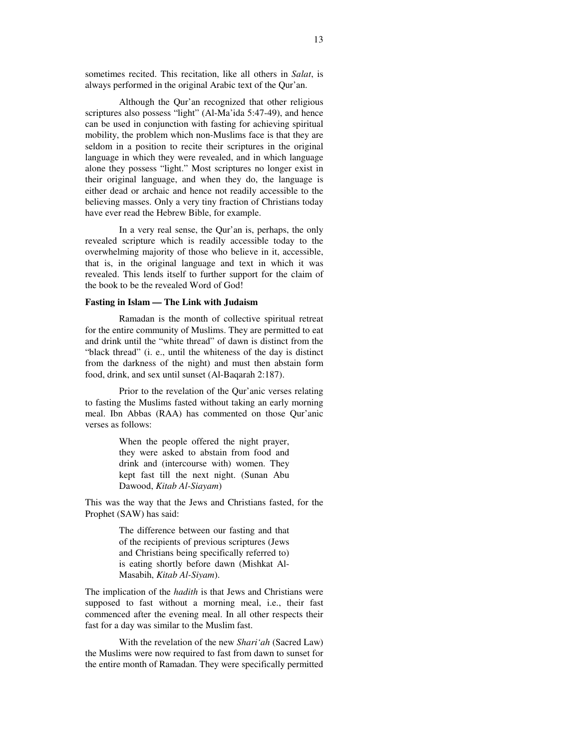sometimes recited. This recitation, like all others in *Salat*, is always performed in the original Arabic text of the Qur'an.

Although the Qur'an recognized that other religious scriptures also possess "light" (Al-Ma'ida 5:47-49), and hence can be used in conjunction with fasting for achieving spiritual mobility, the problem which non-Muslims face is that they are seldom in a position to recite their scriptures in the original language in which they were revealed, and in which language alone they possess "light." Most scriptures no longer exist in their original language, and when they do, the language is either dead or archaic and hence not readily accessible to the believing masses. Only a very tiny fraction of Christians today have ever read the Hebrew Bible, for example.

In a very real sense, the Qur'an is, perhaps, the only revealed scripture which is readily accessible today to the overwhelming majority of those who believe in it, accessible, that is, in the original language and text in which it was revealed. This lends itself to further support for the claim of the book to be the revealed Word of God!

**Fasting in Islam — The Link with Judaism**

Ramadan is the month of collective spiritual retreat for the entire community of Muslims. They are permitted to eat and drink until the "white thread" of dawn is distinct from the "black thread" (i. e., until the whiteness of the day is distinct from the darkness of the night) and must then abstain form food, drink, and sex until sunset (Al-Baqarah 2:187).

Prior to the revelation of the Qur'anic verses relating to fasting the Muslims fasted without taking an early morning meal. Ibn Abbas (RAA) has commented on those Qur'anic verses as follows:

> When the people offered the night prayer, they were asked to abstain from food and drink and (intercourse with) women. They kept fast till the next night. (Sunan Abu Dawood, *Kitab Al-Siayam*)

This was the way that the Jews and Christians fasted, for the Prophet (SAW) has said:

> The difference between our fasting and that of the recipients of previous scriptures (Jews and Christians being specifically referred to) is eating shortly before dawn (Mishkat Al-Masabih, *Kitab Al-Siyam*).

The implication of the *hadith* is that Jews and Christians were supposed to fast without a morning meal, i.e., their fast commenced after the evening meal. In all other respects their fast for a day was similar to the Muslim fast.

With the revelation of the new *Shari'ah* (Sacred Law) the Muslims were now required to fast from dawn to sunset for the entire month of Ramadan. They were specifically permitted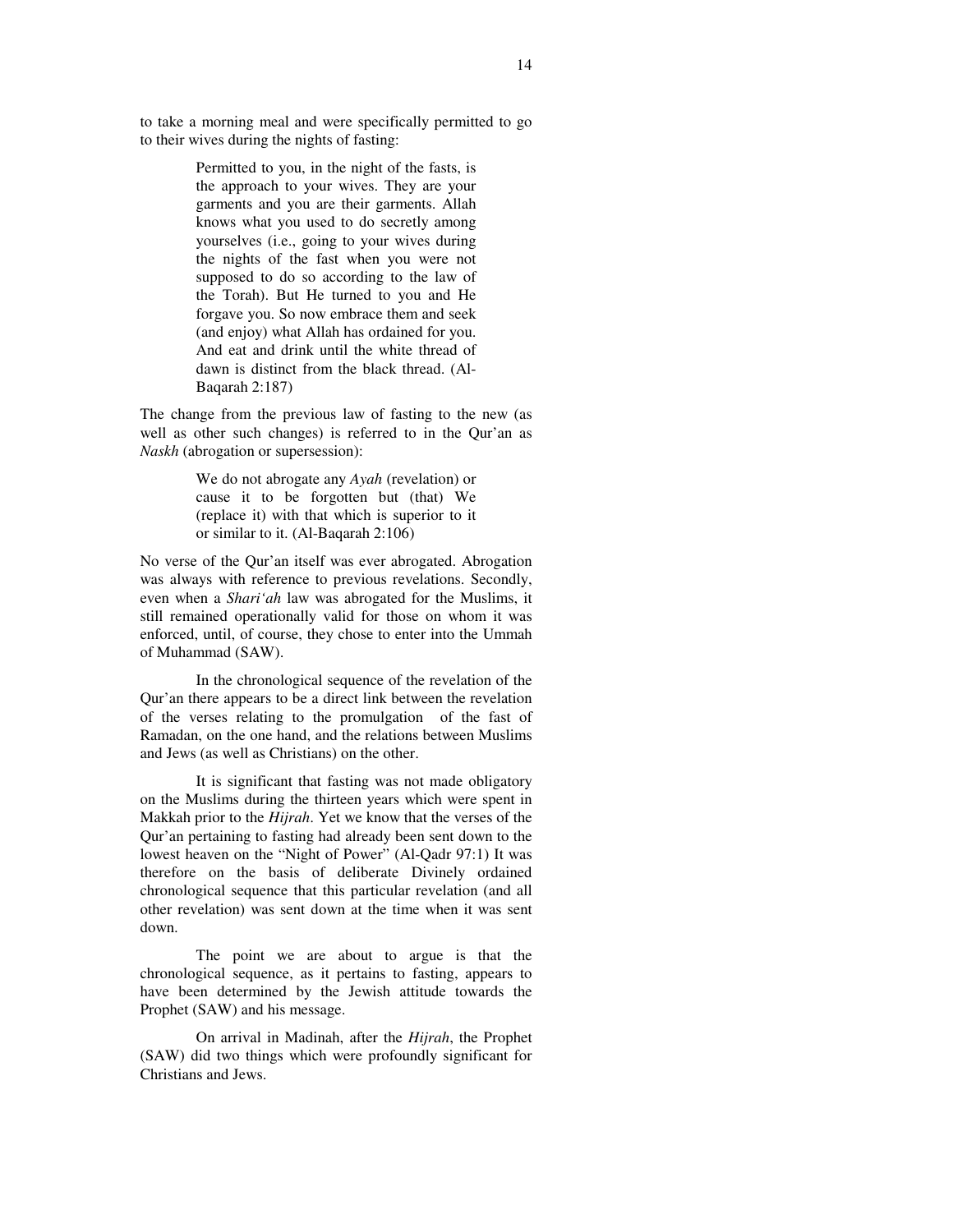to take a morning meal and were specifically permitted to go to their wives during the nights of fasting:

> Permitted to you, in the night of the fasts, is the approach to your wives. They are your garments and you are their garments. Allah knows what you used to do secretly among yourselves (i.e., going to your wives during the nights of the fast when you were not supposed to do so according to the law of the Torah). But He turned to you and He forgave you. So now embrace them and seek (and enjoy) what Allah has ordained for you. And eat and drink until the white thread of dawn is distinct from the black thread. (Al-Baqarah 2:187)

The change from the previous law of fasting to the new (as well as other such changes) is referred to in the Qur'an as *Naskh* (abrogation or supersession):

> We do not abrogate any *Ayah* (revelation) or cause it to be forgotten but (that) We (replace it) with that which is superior to it or similar to it. (Al-Baqarah 2:106)

No verse of the Qur'an itself was ever abrogated. Abrogation was always with reference to previous revelations. Secondly, even when a *Shari'ah* law was abrogated for the Muslims, it still remained operationally valid for those on whom it was enforced, until, of course, they chose to enter into the Ummah of Muhammad (SAW).

In the chronological sequence of the revelation of the Qur'an there appears to be a direct link between the revelation of the verses relating to the promulgation of the fast of Ramadan, on the one hand, and the relations between Muslims and Jews (as well as Christians) on the other.

It is significant that fasting was not made obligatory on the Muslims during the thirteen years which were spent in Makkah prior to the *Hijrah*. Yet we know that the verses of the Qur'an pertaining to fasting had already been sent down to the lowest heaven on the "Night of Power" (Al-Qadr 97:1) It was therefore on the basis of deliberate Divinely ordained chronological sequence that this particular revelation (and all other revelation) was sent down at the time when it was sent down.

The point we are about to argue is that the chronological sequence, as it pertains to fasting, appears to have been determined by the Jewish attitude towards the Prophet (SAW) and his message.

On arrival in Madinah, after the *Hijrah*, the Prophet (SAW) did two things which were profoundly significant for Christians and Jews.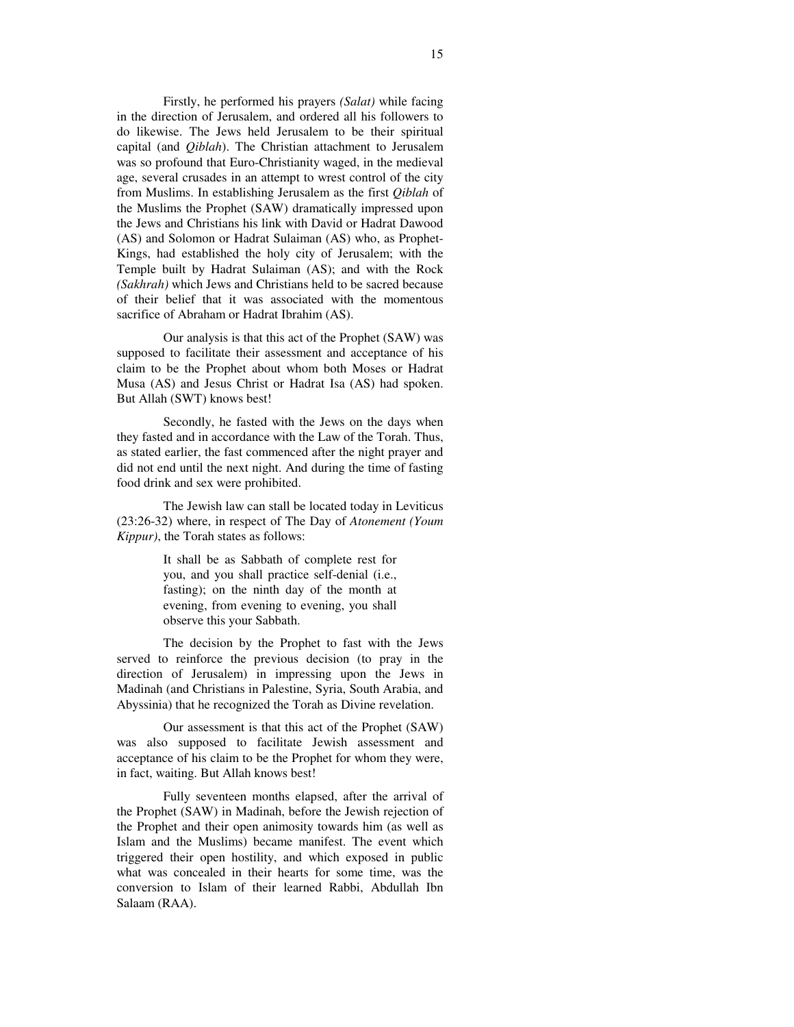Firstly, he performed his prayers *(Salat)* while facing in the direction of Jerusalem, and ordered all his followers to do likewise. The Jews held Jerusalem to be their spiritual capital (and *Qiblah*). The Christian attachment to Jerusalem was so profound that Euro-Christianity waged, in the medieval age, several crusades in an attempt to wrest control of the city from Muslims. In establishing Jerusalem as the first *Qiblah* of the Muslims the Prophet (SAW) dramatically impressed upon the Jews and Christians his link with David or Hadrat Dawood (AS) and Solomon or Hadrat Sulaiman (AS) who, as Prophet-Kings, had established the holy city of Jerusalem; with the Temple built by Hadrat Sulaiman (AS); and with the Rock *(Sakhrah)* which Jews and Christians held to be sacred because of their belief that it was associated with the momentous sacrifice of Abraham or Hadrat Ibrahim (AS).

Our analysis is that this act of the Prophet (SAW) was supposed to facilitate their assessment and acceptance of his claim to be the Prophet about whom both Moses or Hadrat Musa (AS) and Jesus Christ or Hadrat Isa (AS) had spoken. But Allah (SWT) knows best!

Secondly, he fasted with the Jews on the days when they fasted and in accordance with the Law of the Torah. Thus, as stated earlier, the fast commenced after the night prayer and did not end until the next night. And during the time of fasting food drink and sex were prohibited.

The Jewish law can stall be located today in Leviticus (23:26-32) where, in respect of The Day of *Atonement (Youm Kippur)*, the Torah states as follows:

> It shall be as Sabbath of complete rest for you, and you shall practice self-denial (i.e., fasting); on the ninth day of the month at evening, from evening to evening, you shall observe this your Sabbath.

The decision by the Prophet to fast with the Jews served to reinforce the previous decision (to pray in the direction of Jerusalem) in impressing upon the Jews in Madinah (and Christians in Palestine, Syria, South Arabia, and Abyssinia) that he recognized the Torah as Divine revelation.

Our assessment is that this act of the Prophet (SAW) was also supposed to facilitate Jewish assessment and acceptance of his claim to be the Prophet for whom they were, in fact, waiting. But Allah knows best!

Fully seventeen months elapsed, after the arrival of the Prophet (SAW) in Madinah, before the Jewish rejection of the Prophet and their open animosity towards him (as well as Islam and the Muslims) became manifest. The event which triggered their open hostility, and which exposed in public what was concealed in their hearts for some time, was the conversion to Islam of their learned Rabbi, Abdullah Ibn Salaam (RAA).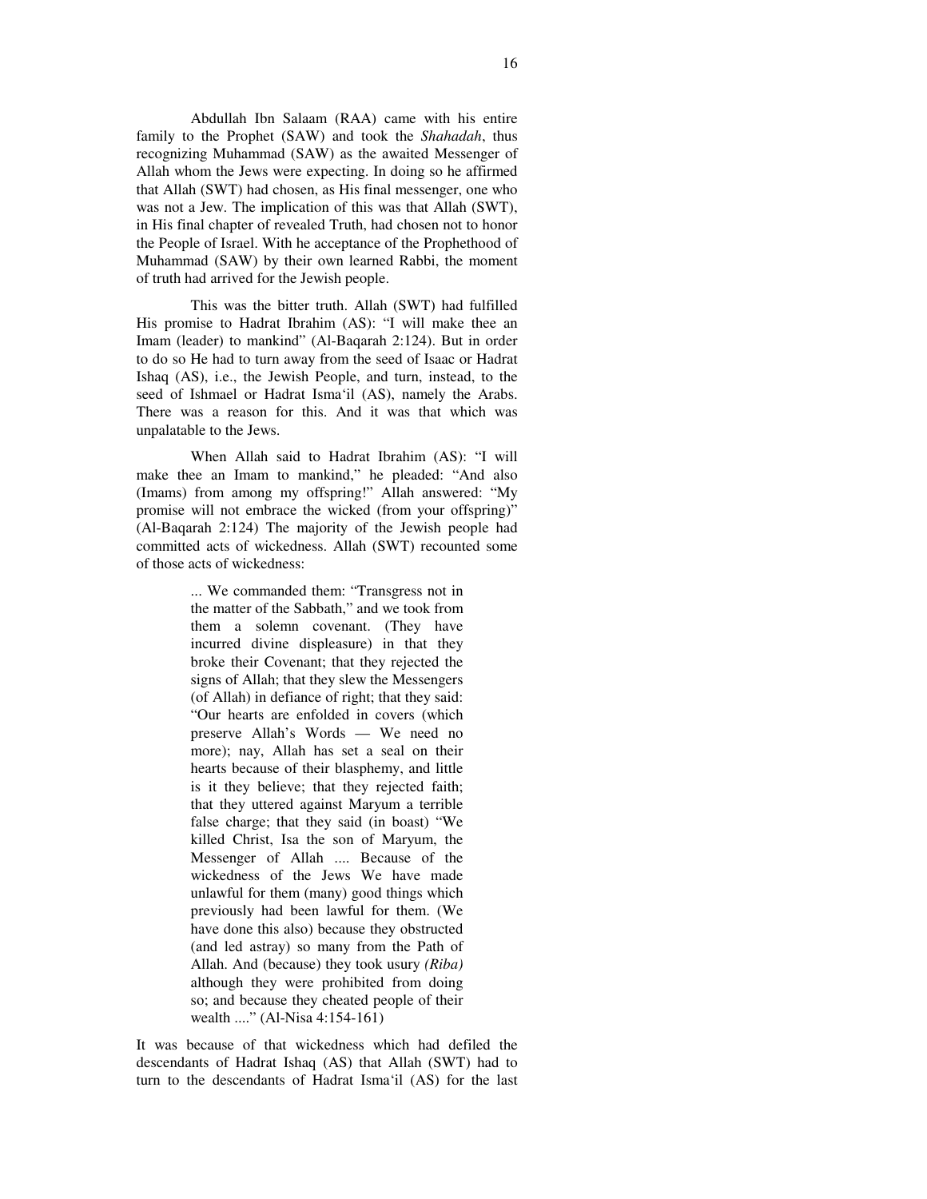Abdullah Ibn Salaam (RAA) came with his entire family to the Prophet (SAW) and took the *Shahadah*, thus recognizing Muhammad (SAW) as the awaited Messenger of Allah whom the Jews were expecting. In doing so he affirmed that Allah (SWT) had chosen, as His final messenger, one who was not a Jew. The implication of this was that Allah (SWT), in His final chapter of revealed Truth, had chosen not to honor the People of Israel. With he acceptance of the Prophethood of Muhammad (SAW) by their own learned Rabbi, the moment of truth had arrived for the Jewish people.

This was the bitter truth. Allah (SWT) had fulfilled His promise to Hadrat Ibrahim (AS): "I will make thee an Imam (leader) to mankind" (Al-Baqarah 2:124). But in order to do so He had to turn away from the seed of Isaac or Hadrat Ishaq (AS), i.e., the Jewish People, and turn, instead, to the seed of Ishmael or Hadrat Isma'il (AS), namely the Arabs. There was a reason for this. And it was that which was unpalatable to the Jews.

When Allah said to Hadrat Ibrahim (AS): "I will make thee an Imam to mankind," he pleaded: "And also (Imams) from among my offspring!" Allah answered: "My promise will not embrace the wicked (from your offspring)" (Al-Baqarah 2:124) The majority of the Jewish people had committed acts of wickedness. Allah (SWT) recounted some of those acts of wickedness:

> ... We commanded them: "Transgress not in the matter of the Sabbath," and we took from them a solemn covenant. (They have incurred divine displeasure) in that they broke their Covenant; that they rejected the signs of Allah; that they slew the Messengers (of Allah) in defiance of right; that they said: "Our hearts are enfolded in covers (which preserve Allah's Words — We need no more); nay, Allah has set a seal on their hearts because of their blasphemy, and little is it they believe; that they rejected faith; that they uttered against Maryum a terrible false charge; that they said (in boast) "We killed Christ, Isa the son of Maryum, the Messenger of Allah .... Because of the wickedness of the Jews We have made unlawful for them (many) good things which previously had been lawful for them. (We have done this also) because they obstructed (and led astray) so many from the Path of Allah. And (because) they took usury *(Riba)* although they were prohibited from doing so; and because they cheated people of their wealth ...." (Al-Nisa 4:154-161)

It was because of that wickedness which had defiled the descendants of Hadrat Ishaq (AS) that Allah (SWT) had to turn to the descendants of Hadrat Isma'il (AS) for the last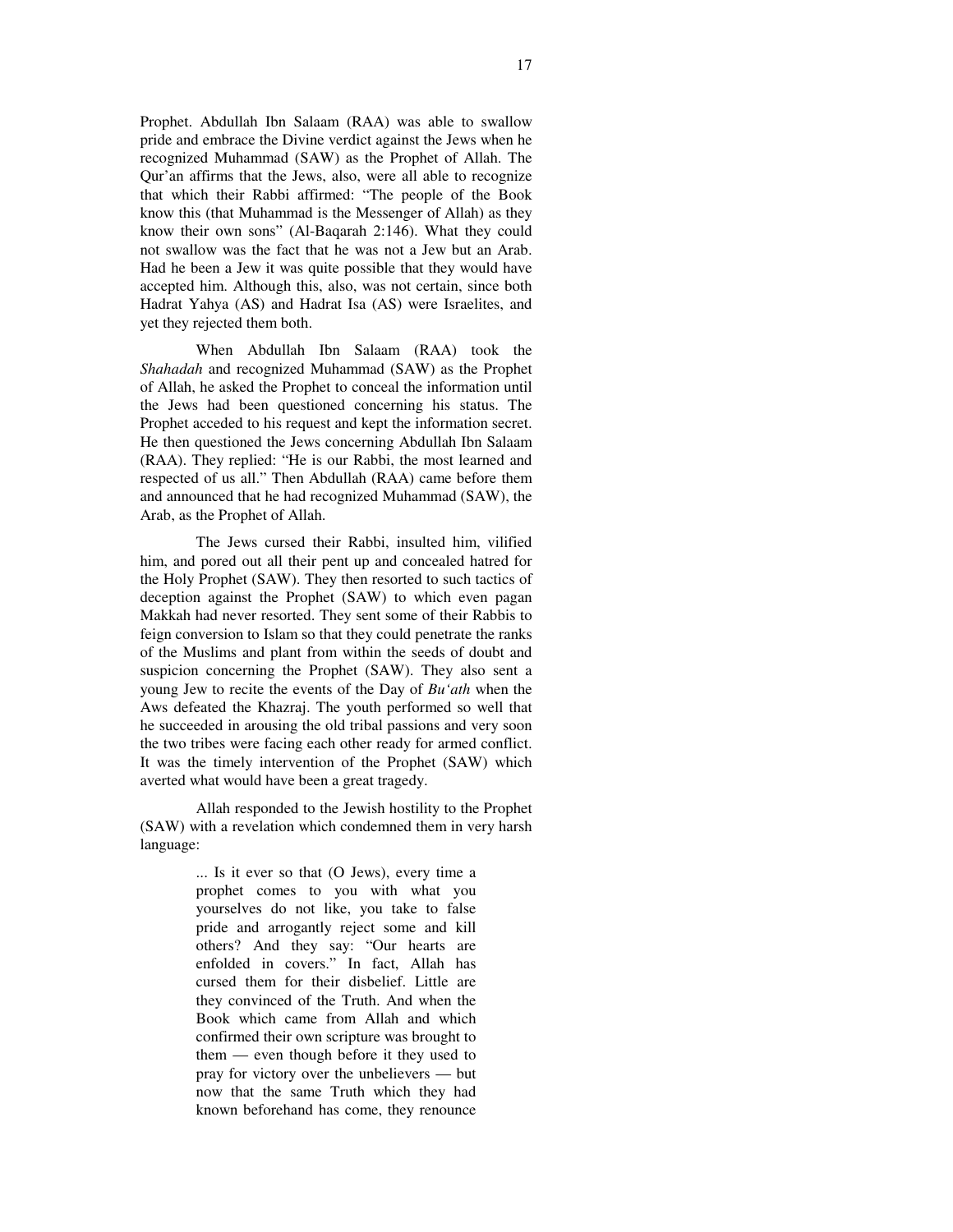Prophet. Abdullah Ibn Salaam (RAA) was able to swallow pride and embrace the Divine verdict against the Jews when he recognized Muhammad (SAW) as the Prophet of Allah. The Qur'an affirms that the Jews, also, were all able to recognize that which their Rabbi affirmed: "The people of the Book know this (that Muhammad is the Messenger of Allah) as they know their own sons" (Al-Baqarah 2:146). What they could not swallow was the fact that he was not a Jew but an Arab. Had he been a Jew it was quite possible that they would have accepted him. Although this, also, was not certain, since both Hadrat Yahya (AS) and Hadrat Isa (AS) were Israelites, and yet they rejected them both.

When Abdullah Ibn Salaam (RAA) took the *Shahadah* and recognized Muhammad (SAW) as the Prophet of Allah, he asked the Prophet to conceal the information until the Jews had been questioned concerning his status. The Prophet acceded to his request and kept the information secret. He then questioned the Jews concerning Abdullah Ibn Salaam (RAA). They replied: "He is our Rabbi, the most learned and respected of us all." Then Abdullah (RAA) came before them and announced that he had recognized Muhammad (SAW), the Arab, as the Prophet of Allah.

The Jews cursed their Rabbi, insulted him, vilified him, and pored out all their pent up and concealed hatred for the Holy Prophet (SAW). They then resorted to such tactics of deception against the Prophet (SAW) to which even pagan Makkah had never resorted. They sent some of their Rabbis to feign conversion to Islam so that they could penetrate the ranks of the Muslims and plant from within the seeds of doubt and suspicion concerning the Prophet (SAW). They also sent a young Jew to recite the events of the Day of *Bu'ath* when the Aws defeated the Khazraj. The youth performed so well that he succeeded in arousing the old tribal passions and very soon the two tribes were facing each other ready for armed conflict. It was the timely intervention of the Prophet (SAW) which averted what would have been a great tragedy.

Allah responded to the Jewish hostility to the Prophet (SAW) with a revelation which condemned them in very harsh language:

> ... Is it ever so that (O Jews), every time a prophet comes to you with what you yourselves do not like, you take to false pride and arrogantly reject some and kill others? And they say: "Our hearts are enfolded in covers." In fact, Allah has cursed them for their disbelief. Little are they convinced of the Truth. And when the Book which came from Allah and which confirmed their own scripture was brought to them — even though before it they used to pray for victory over the unbelievers — but now that the same Truth which they had known beforehand has come, they renounce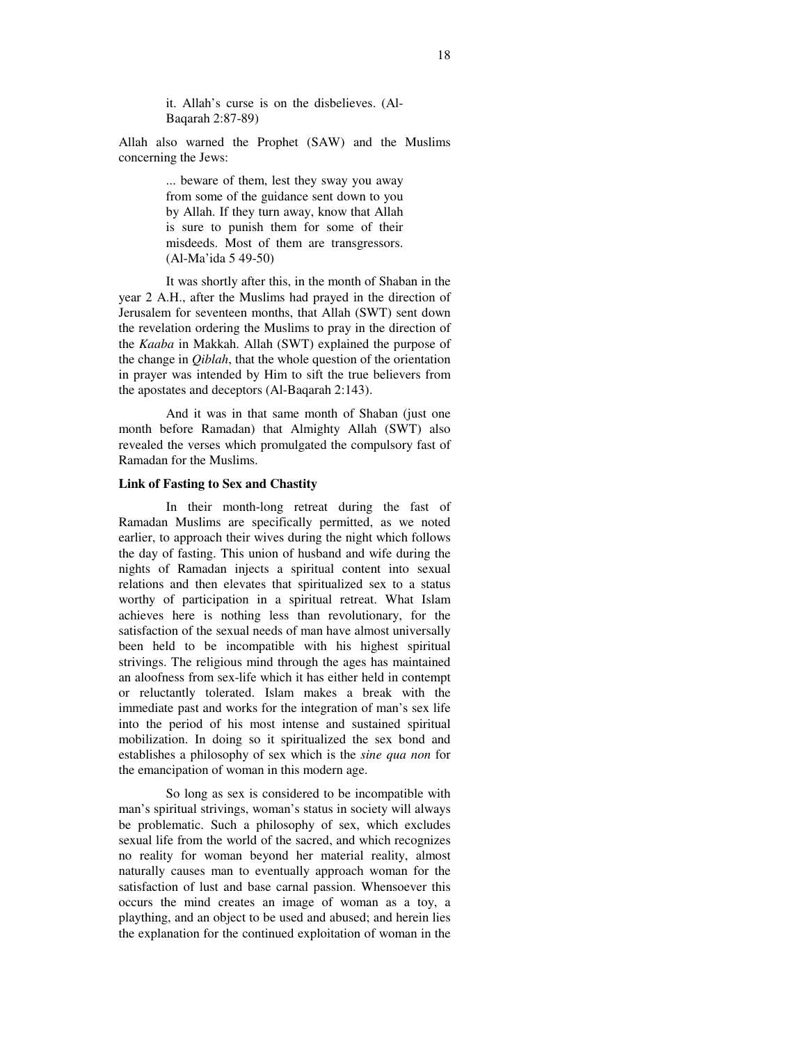> it. Allah's curse is on the disbelieves. (Al-Baqarah 2:87-89)

Allah also warned the Prophet (SAW) and the Muslims concerning the Jews:

> ... beware of them, lest they sway you away from some of the guidance sent down to you by Allah. If they turn away, know that Allah is sure to punish them for some of their misdeeds. Most of them are transgressors. (Al-Ma'ida 5 49-50)

It was shortly after this, in the month of Shaban in the year 2 A.H., after the Muslims had prayed in the direction of Jerusalem for seventeen months, that Allah (SWT) sent down the revelation ordering the Muslims to pray in the direction of the *Kaaba* in Makkah. Allah (SWT) explained the purpose of the change in *Qiblah*, that the whole question of the orientation in prayer was intended by Him to sift the true believers from the apostates and deceptors (Al-Baqarah 2:143).

And it was in that same month of Shaban (just one month before Ramadan) that Almighty Allah (SWT) also revealed the verses which promulgated the compulsory fast of Ramadan for the Muslims.

**Link of Fasting to Sex and Chastity**

In their month-long retreat during the fast of Ramadan Muslims are specifically permitted, as we noted earlier, to approach their wives during the night which follows the day of fasting. This union of husband and wife during the nights of Ramadan injects a spiritual content into sexual relations and then elevates that spiritualized sex to a status worthy of participation in a spiritual retreat. What Islam achieves here is nothing less than revolutionary, for the satisfaction of the sexual needs of man have almost universally been held to be incompatible with his highest spiritual strivings. The religious mind through the ages has maintained an aloofness from sex-life which it has either held in contempt or reluctantly tolerated. Islam makes a break with the immediate past and works for the integration of man's sex life into the period of his most intense and sustained spiritual mobilization. In doing so it spiritualized the sex bond and establishes a philosophy of sex which is the *sine qua non* for the emancipation of woman in this modern age.

So long as sex is considered to be incompatible with man's spiritual strivings, woman's status in society will always be problematic. Such a philosophy of sex, which excludes sexual life from the world of the sacred, and which recognizes no reality for woman beyond her material reality, almost naturally causes man to eventually approach woman for the satisfaction of lust and base carnal passion. Whensoever this occurs the mind creates an image of woman as a toy, a plaything, and an object to be used and abused; and herein lies the explanation for the continued exploitation of woman in the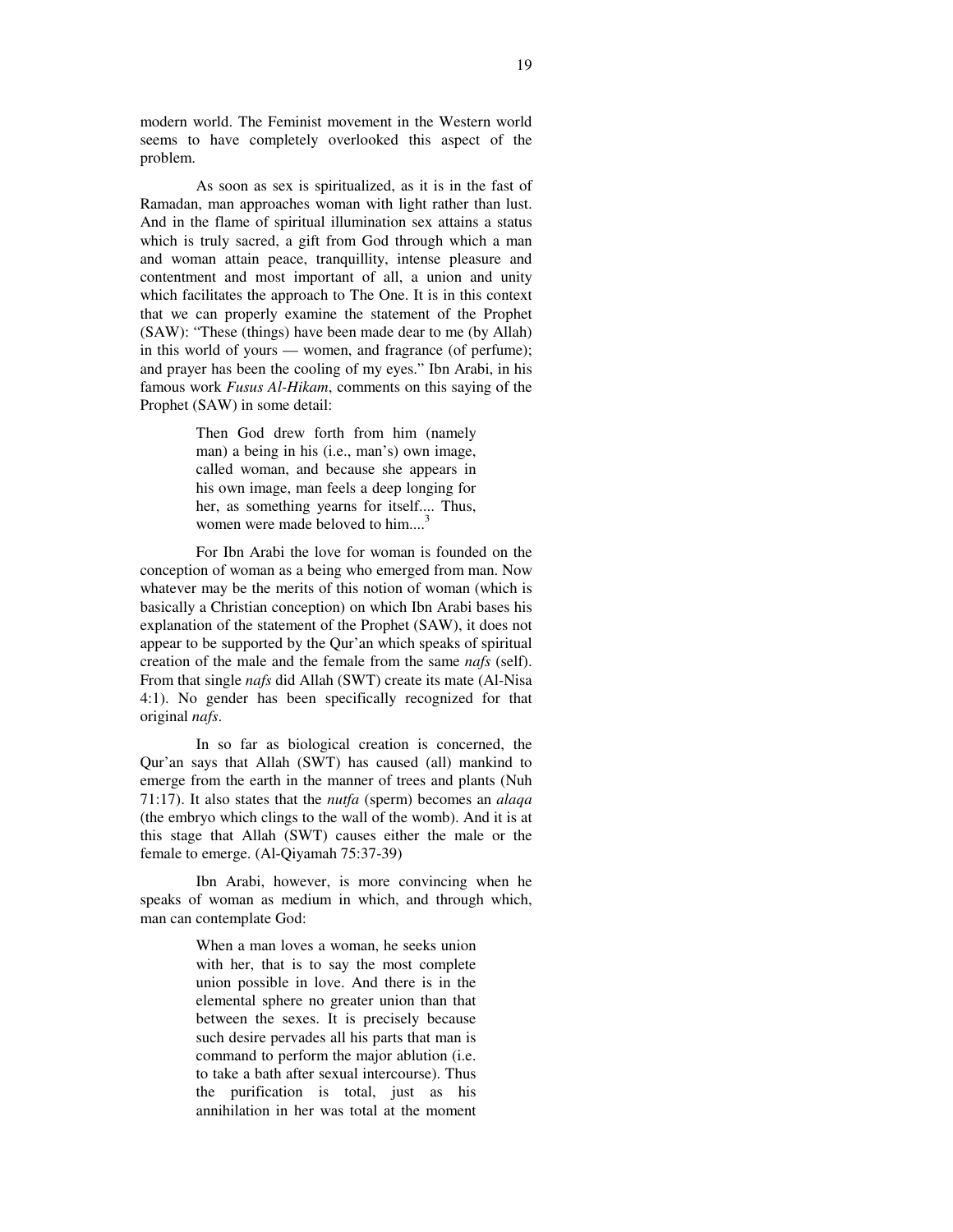modern world. The Feminist movement in the Western world seems to have completely overlooked this aspect of the problem.

As soon as sex is spiritualized, as it is in the fast of Ramadan, man approaches woman with light rather than lust. And in the flame of spiritual illumination sex attains a status which is truly sacred, a gift from God through which a man and woman attain peace, tranquillity, intense pleasure and contentment and most important of all, a union and unity which facilitates the approach to The One. It is in this context that we can properly examine the statement of the Prophet (SAW): "These (things) have been made dear to me (by Allah) in this world of yours — women, and fragrance (of perfume); and prayer has been the cooling of my eyes." Ibn Arabi, in his famous work *Fusus Al-Hikam*, comments on this saying of the Prophet (SAW) in some detail:

> Then God drew forth from him (namely man) a being in his (i.e., man's) own image, called woman, and because she appears in his own image, man feels a deep longing for her, as something yearns for itself.... Thus, women were made beloved to him....[3]

For Ibn Arabi the love for woman is founded on the conception of woman as a being who emerged from man. Now whatever may be the merits of this notion of woman (which is basically a Christian conception) on which Ibn Arabi bases his explanation of the statement of the Prophet (SAW), it does not appear to be supported by the Qur'an which speaks of spiritual creation of the male and the female from the same *nafs* (self). From that single *nafs* did Allah (SWT) create its mate (Al-Nisa 4:1). No gender has been specifically recognized for that original *nafs*.

In so far as biological creation is concerned, the Qur'an says that Allah (SWT) has caused (all) mankind to emerge from the earth in the manner of trees and plants (Nuh 71:17). It also states that the *nutfa* (sperm) becomes an *alaqa* (the embryo which clings to the wall of the womb). And it is at this stage that Allah (SWT) causes either the male or the female to emerge. (Al-Qiyamah 75:37-39)

Ibn Arabi, however, is more convincing when he speaks of woman as medium in which, and through which, man can contemplate God:

> When a man loves a woman, he seeks union with her, that is to say the most complete union possible in love. And there is in the elemental sphere no greater union than that between the sexes. It is precisely because such desire pervades all his parts that man is command to perform the major ablution (i.e. to take a bath after sexual intercourse). Thus the purification is total, just as his annihilation in her was total at the moment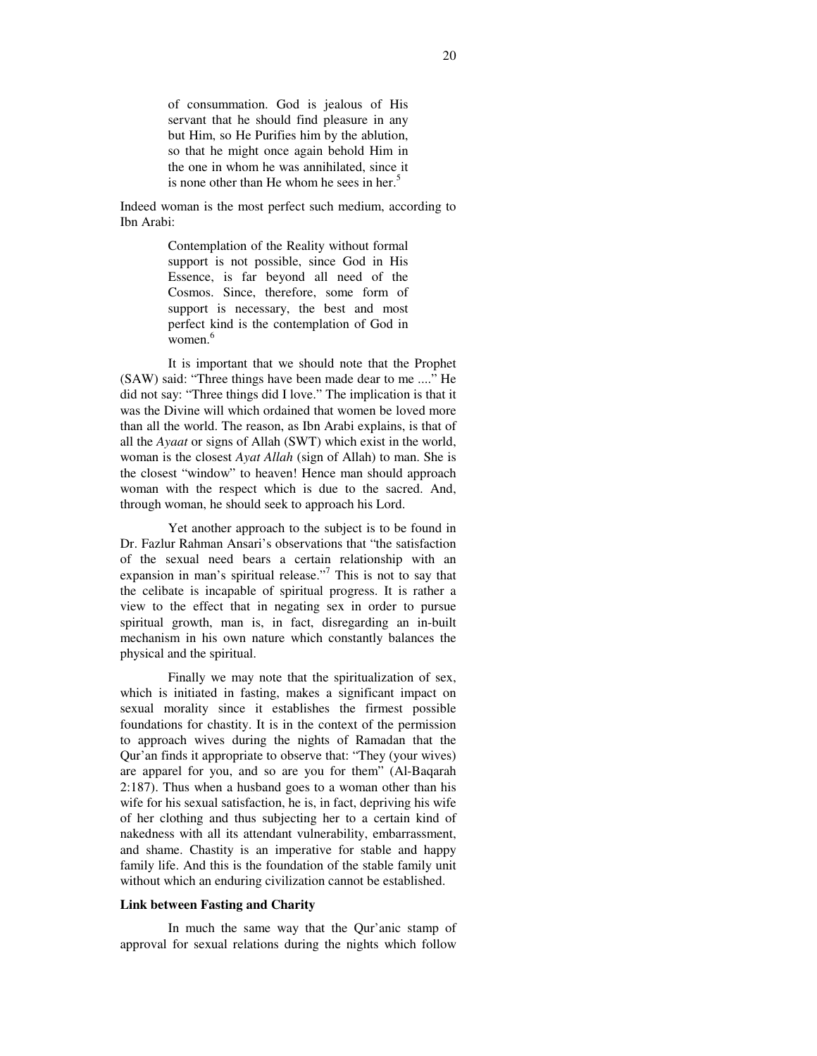> of consummation. God is jealous of His servant that he should find pleasure in any but Him, so He Purifies him by the ablution, so that he might once again behold Him in the one in whom he was annihilated, since it is none other than He whom he sees in her.[5]

Indeed woman is the most perfect such medium, according to Ibn Arabi:

> Contemplation of the Reality without formal support is not possible, since God in His Essence, is far beyond all need of the Cosmos. Since, therefore, some form of support is necessary, the best and most perfect kind is the contemplation of God in women.[6]

It is important that we should note that the Prophet (SAW) said: "Three things have been made dear to me ...." He did not say: "Three things did I love." The implication is that it was the Divine will which ordained that women be loved more than all the world. The reason, as Ibn Arabi explains, is that of all the *Ayaat* or signs of Allah (SWT) which exist in the world, woman is the closest *Ayat Allah* (sign of Allah) to man. She is the closest "window" to heaven! Hence man should approach woman with the respect which is due to the sacred. And, through woman, he should seek to approach his Lord.

Yet another approach to the subject is to be found in Dr. Fazlur Rahman Ansari's observations that "the satisfaction of the sexual need bears a certain relationship with an expansion in man's spiritual release."[7] This is not to say that the celibate is incapable of spiritual progress. It is rather a view to the effect that in negating sex in order to pursue spiritual growth, man is, in fact, disregarding an in-built mechanism in his own nature which constantly balances the physical and the spiritual.

Finally we may note that the spiritualization of sex, which is initiated in fasting, makes a significant impact on sexual morality since it establishes the firmest possible foundations for chastity. It is in the context of the permission to approach wives during the nights of Ramadan that the Qur'an finds it appropriate to observe that: "They (your wives) are apparel for you, and so are you for them" (Al-Baqarah 2:187). Thus when a husband goes to a woman other than his wife for his sexual satisfaction, he is, in fact, depriving his wife of her clothing and thus subjecting her to a certain kind of nakedness with all its attendant vulnerability, embarrassment, and shame. Chastity is an imperative for stable and happy family life. And this is the foundation of the stable family unit without which an enduring civilization cannot be established.

**Link between Fasting and Charity**

In much the same way that the Qur'anic stamp of approval for sexual relations during the nights which follow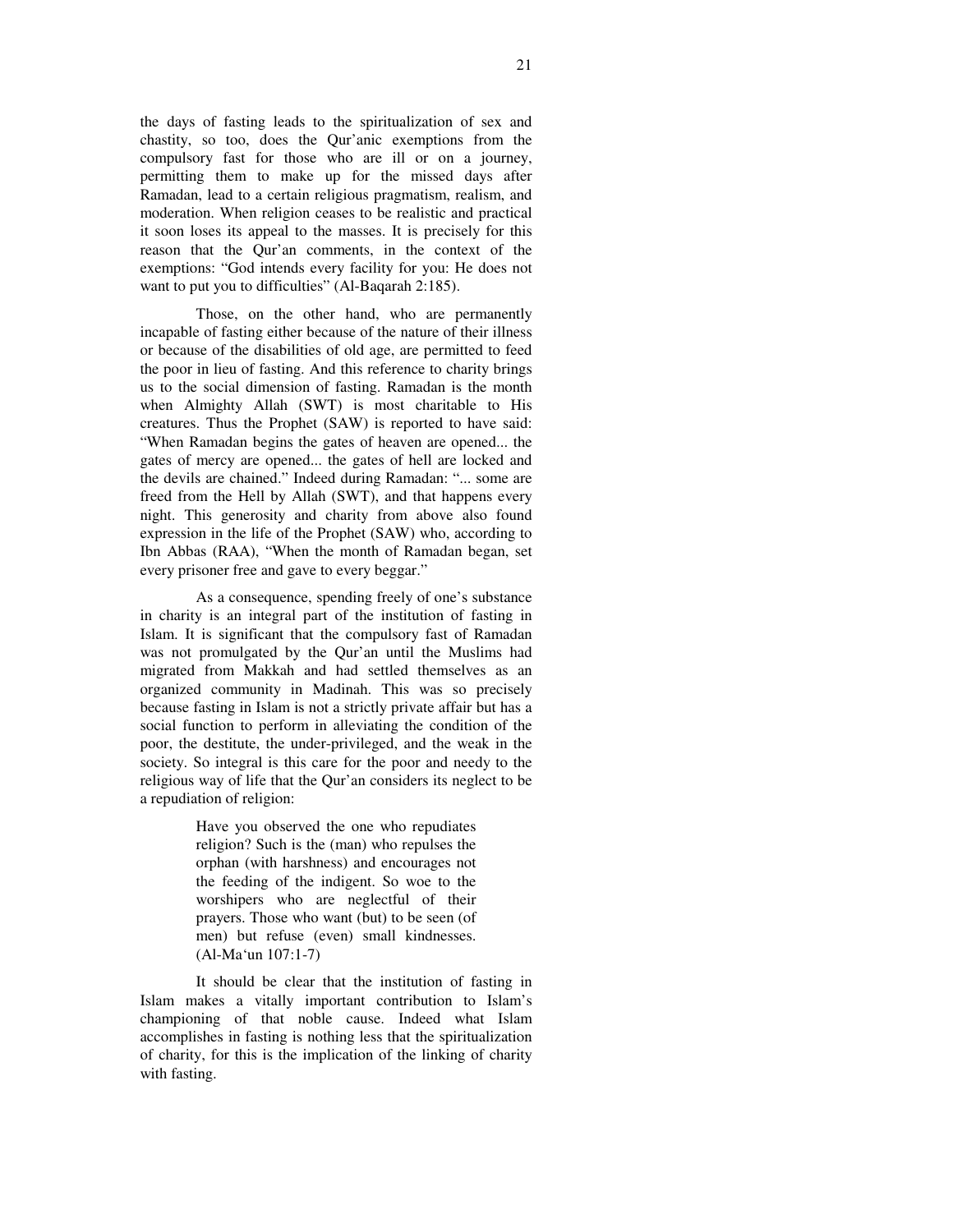the days of fasting leads to the spiritualization of sex and chastity, so too, does the Qur'anic exemptions from the compulsory fast for those who are ill or on a journey, permitting them to make up for the missed days after Ramadan, lead to a certain religious pragmatism, realism, and moderation. When religion ceases to be realistic and practical it soon loses its appeal to the masses. It is precisely for this reason that the Qur'an comments, in the context of the exemptions: "God intends every facility for you: He does not want to put you to difficulties" (Al-Baqarah 2:185).

Those, on the other hand, who are permanently incapable of fasting either because of the nature of their illness or because of the disabilities of old age, are permitted to feed the poor in lieu of fasting. And this reference to charity brings us to the social dimension of fasting. Ramadan is the month when Almighty Allah (SWT) is most charitable to His creatures. Thus the Prophet (SAW) is reported to have said: "When Ramadan begins the gates of heaven are opened... the gates of mercy are opened... the gates of hell are locked and the devils are chained." Indeed during Ramadan: "... some are freed from the Hell by Allah (SWT), and that happens every night. This generosity and charity from above also found expression in the life of the Prophet (SAW) who, according to Ibn Abbas (RAA), "When the month of Ramadan began, set every prisoner free and gave to every beggar."

As a consequence, spending freely of one's substance in charity is an integral part of the institution of fasting in Islam. It is significant that the compulsory fast of Ramadan was not promulgated by the Qur'an until the Muslims had migrated from Makkah and had settled themselves as an organized community in Madinah. This was so precisely because fasting in Islam is not a strictly private affair but has a social function to perform in alleviating the condition of the poor, the destitute, the under-privileged, and the weak in the society. So integral is this care for the poor and needy to the religious way of life that the Qur'an considers its neglect to be a repudiation of religion:

> Have you observed the one who repudiates religion? Such is the (man) who repulses the orphan (with harshness) and encourages not the feeding of the indigent. So woe to the worshipers who are neglectful of their prayers. Those who want (but) to be seen (of men) but refuse (even) small kindnesses. (Al-Ma'un 107:1-7)

It should be clear that the institution of fasting in Islam makes a vitally important contribution to Islam's championing of that noble cause. Indeed what Islam accomplishes in fasting is nothing less that the spiritualization of charity, for this is the implication of the linking of charity with fasting.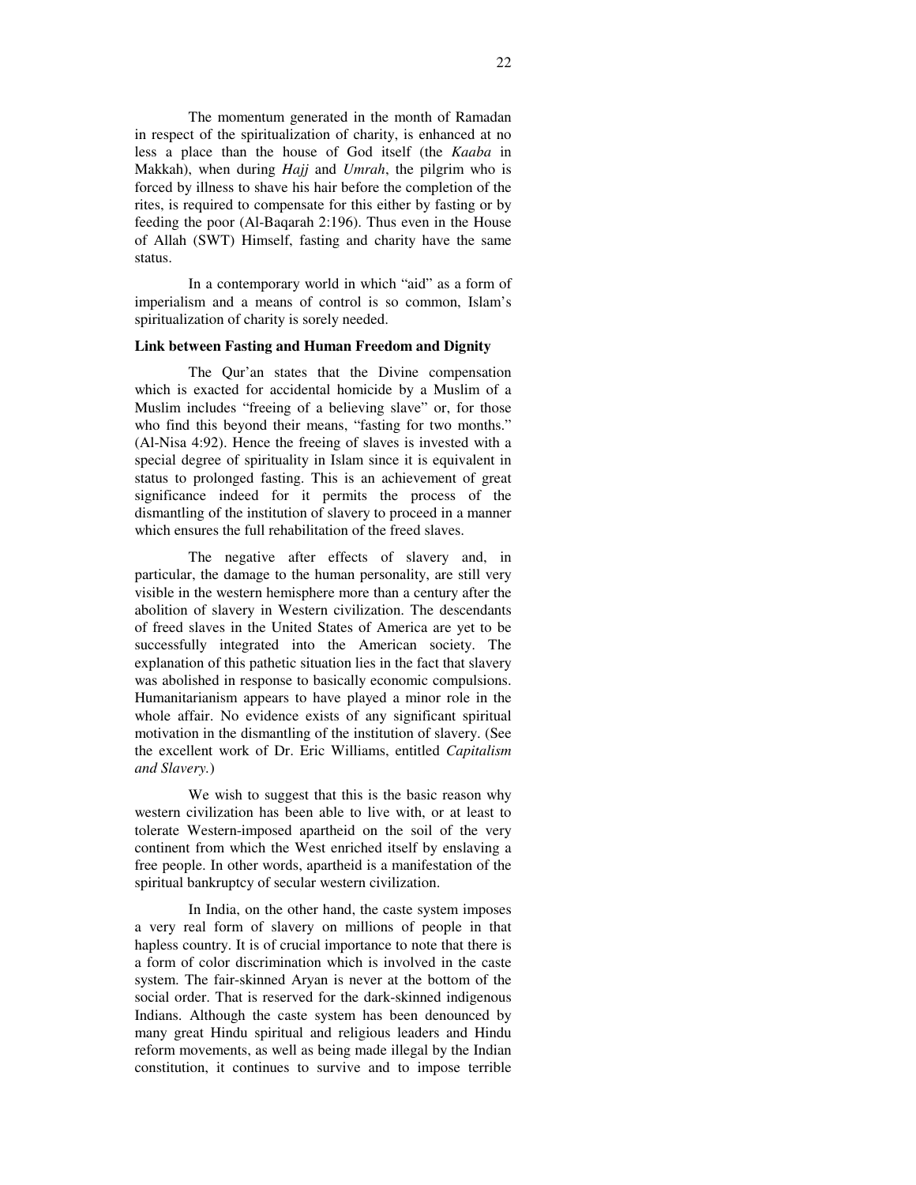The momentum generated in the month of Ramadan in respect of the spiritualization of charity, is enhanced at no less a place than the house of God itself (the *Kaaba* in Makkah), when during *Hajj* and *Umrah*, the pilgrim who is forced by illness to shave his hair before the completion of the rites, is required to compensate for this either by fasting or by feeding the poor (Al-Baqarah 2:196). Thus even in the House of Allah (SWT) Himself, fasting and charity have the same status.

In a contemporary world in which "aid" as a form of imperialism and a means of control is so common, Islam's spiritualization of charity is sorely needed.

**Link between Fasting and Human Freedom and Dignity**

The Qur'an states that the Divine compensation which is exacted for accidental homicide by a Muslim of a Muslim includes "freeing of a believing slave" or, for those who find this beyond their means, "fasting for two months." (Al-Nisa 4:92). Hence the freeing of slaves is invested with a special degree of spirituality in Islam since it is equivalent in status to prolonged fasting. This is an achievement of great significance indeed for it permits the process of the dismantling of the institution of slavery to proceed in a manner which ensures the full rehabilitation of the freed slaves.

The negative after effects of slavery and, in particular, the damage to the human personality, are still very visible in the western hemisphere more than a century after the abolition of slavery in Western civilization. The descendants of freed slaves in the United States of America are yet to be successfully integrated into the American society. The explanation of this pathetic situation lies in the fact that slavery was abolished in response to basically economic compulsions. Humanitarianism appears to have played a minor role in the whole affair. No evidence exists of any significant spiritual motivation in the dismantling of the institution of slavery. (See the excellent work of Dr. Eric Williams, entitled *Capitalism and Slavery.*)

We wish to suggest that this is the basic reason why western civilization has been able to live with, or at least to tolerate Western-imposed apartheid on the soil of the very continent from which the West enriched itself by enslaving a free people. In other words, apartheid is a manifestation of the spiritual bankruptcy of secular western civilization.

In India, on the other hand, the caste system imposes a very real form of slavery on millions of people in that hapless country. It is of crucial importance to note that there is a form of color discrimination which is involved in the caste system. The fair-skinned Aryan is never at the bottom of the social order. That is reserved for the dark-skinned indigenous Indians. Although the caste system has been denounced by many great Hindu spiritual and religious leaders and Hindu reform movements, as well as being made illegal by the Indian constitution, it continues to survive and to impose terrible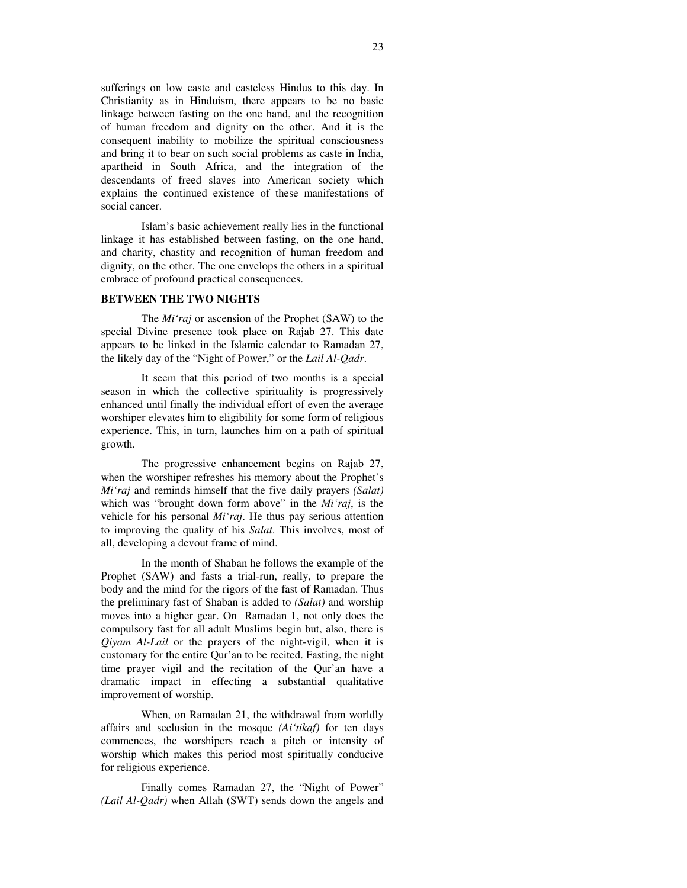sufferings on low caste and casteless Hindus to this day. In Christianity as in Hinduism, there appears to be no basic linkage between fasting on the one hand, and the recognition of human freedom and dignity on the other. And it is the consequent inability to mobilize the spiritual consciousness and bring it to bear on such social problems as caste in India, apartheid in South Africa, and the integration of the descendants of freed slaves into American society which explains the continued existence of these manifestations of social cancer.

Islam's basic achievement really lies in the functional linkage it has established between fasting, on the one hand, and charity, chastity and recognition of human freedom and dignity, on the other. The one envelops the others in a spiritual embrace of profound practical consequences.

**BETWEEN THE TWO NIGHTS**

The *Mi'raj* or ascension of the Prophet (SAW) to the special Divine presence took place on Rajab 27. This date appears to be linked in the Islamic calendar to Ramadan 27, the likely day of the "Night of Power," or the *Lail Al-Qadr*.

It seem that this period of two months is a special season in which the collective spirituality is progressively enhanced until finally the individual effort of even the average worshiper elevates him to eligibility for some form of religious experience. This, in turn, launches him on a path of spiritual growth.

The progressive enhancement begins on Rajab 27, when the worshiper refreshes his memory about the Prophet's *Mi'raj* and reminds himself that the five daily prayers *(Salat)* which was "brought down form above" in the *Mi'raj*, is the vehicle for his personal *Mi'raj*. He thus pay serious attention to improving the quality of his *Salat*. This involves, most of all, developing a devout frame of mind.

In the month of Shaban he follows the example of the Prophet (SAW) and fasts a trial-run, really, to prepare the body and the mind for the rigors of the fast of Ramadan. Thus the preliminary fast of Shaban is added to *(Salat)* and worship moves into a higher gear. On Ramadan 1, not only does the compulsory fast for all adult Muslims begin but, also, there is *Qiyam Al-Lail* or the prayers of the night-vigil, when it is customary for the entire Qur'an to be recited. Fasting, the night time prayer vigil and the recitation of the Qur'an have a dramatic impact in effecting a substantial qualitative improvement of worship.

When, on Ramadan 21, the withdrawal from worldly affairs and seclusion in the mosque *(Ai'tikaf)* for ten days commences, the worshipers reach a pitch or intensity of worship which makes this period most spiritually conducive for religious experience.

Finally comes Ramadan 27, the "Night of Power" *(Lail Al-Qadr)* when Allah (SWT) sends down the angels and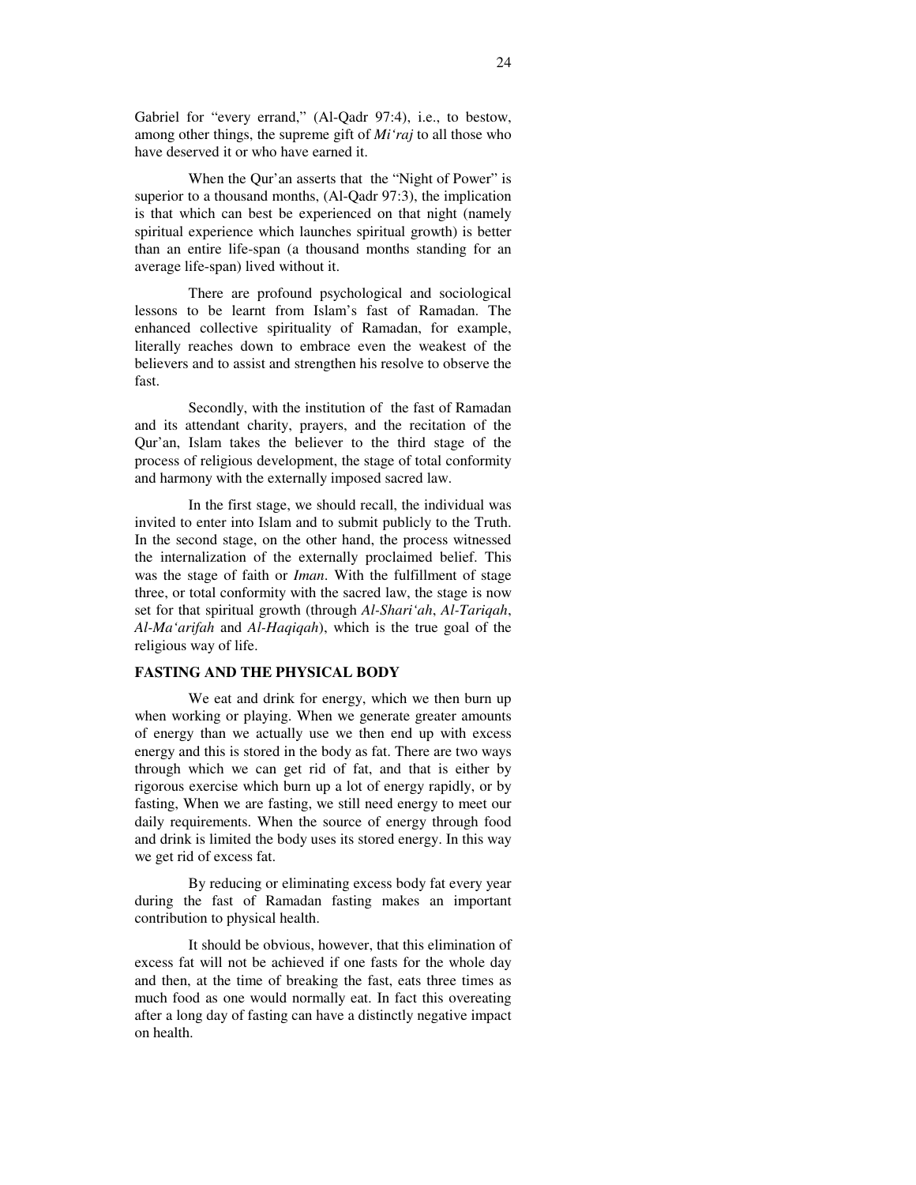Gabriel for "every errand," (Al-Qadr 97:4), i.e., to bestow, among other things, the supreme gift of *Mi'raj* to all those who have deserved it or who have earned it.

When the Qur'an asserts that the "Night of Power" is superior to a thousand months, (Al-Qadr 97:3), the implication is that which can best be experienced on that night (namely spiritual experience which launches spiritual growth) is better than an entire life-span (a thousand months standing for an average life-span) lived without it.

There are profound psychological and sociological lessons to be learnt from Islam's fast of Ramadan. The enhanced collective spirituality of Ramadan, for example, literally reaches down to embrace even the weakest of the believers and to assist and strengthen his resolve to observe the fast.

Secondly, with the institution of the fast of Ramadan and its attendant charity, prayers, and the recitation of the Qur'an, Islam takes the believer to the third stage of the process of religious development, the stage of total conformity and harmony with the externally imposed sacred law.

In the first stage, we should recall, the individual was invited to enter into Islam and to submit publicly to the Truth. In the second stage, on the other hand, the process witnessed the internalization of the externally proclaimed belief. This was the stage of faith or *Iman*. With the fulfillment of stage three, or total conformity with the sacred law, the stage is now set for that spiritual growth (through *Al-Shari'ah*, *Al-Tariqah*, *Al-Ma'arifah* and *Al-Haqiqah*), which is the true goal of the religious way of life.

**FASTING AND THE PHYSICAL BODY**

We eat and drink for energy, which we then burn up when working or playing. When we generate greater amounts of energy than we actually use we then end up with excess energy and this is stored in the body as fat. There are two ways through which we can get rid of fat, and that is either by rigorous exercise which burn up a lot of energy rapidly, or by fasting, When we are fasting, we still need energy to meet our daily requirements. When the source of energy through food and drink is limited the body uses its stored energy. In this way we get rid of excess fat.

By reducing or eliminating excess body fat every year during the fast of Ramadan fasting makes an important contribution to physical health.

It should be obvious, however, that this elimination of excess fat will not be achieved if one fasts for the whole day and then, at the time of breaking the fast, eats three times as much food as one would normally eat. In fact this overeating after a long day of fasting can have a distinctly negative impact on health.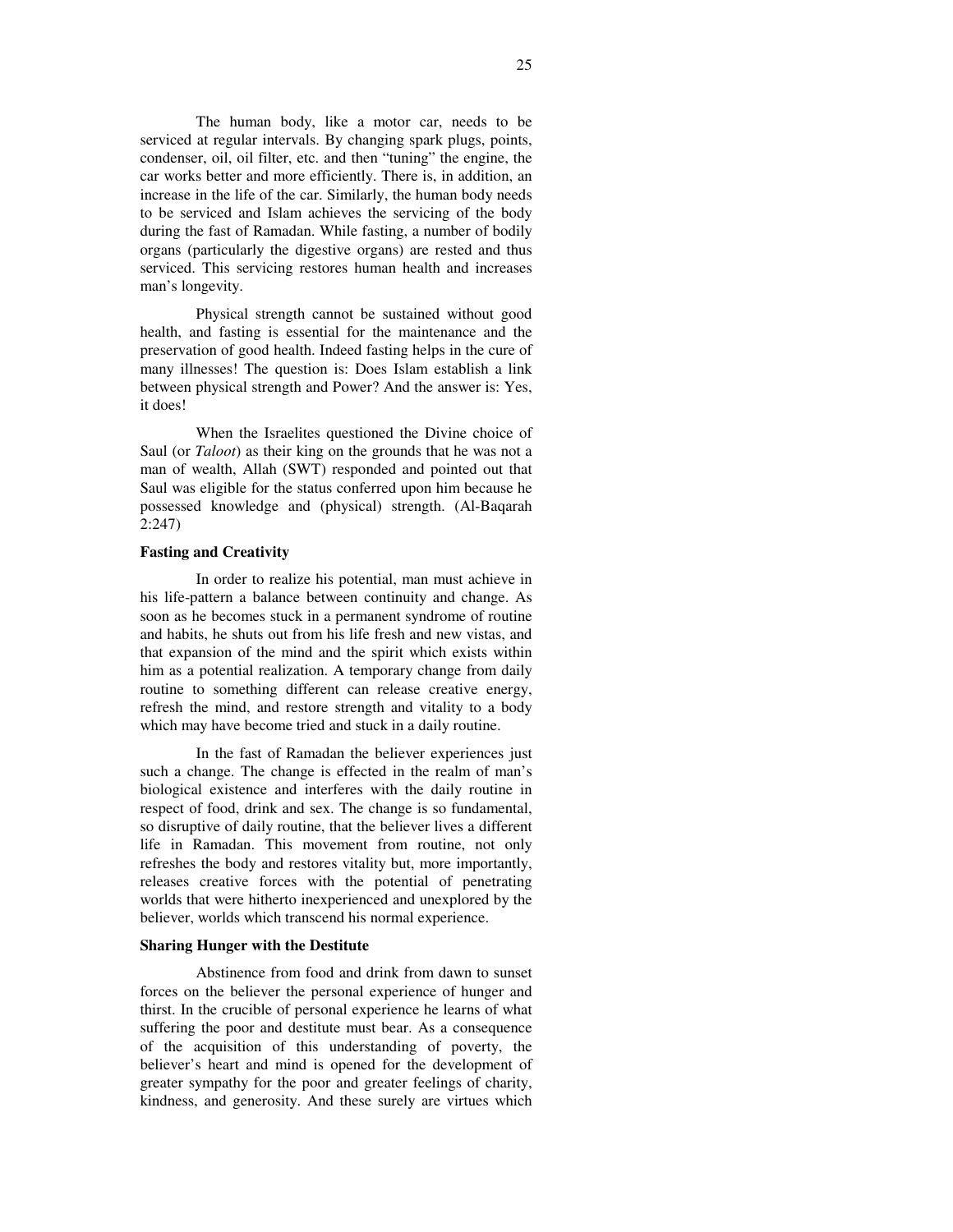The human body, like a motor car, needs to be serviced at regular intervals. By changing spark plugs, points, condenser, oil, oil filter, etc. and then "tuning" the engine, the car works better and more efficiently. There is, in addition, an increase in the life of the car. Similarly, the human body needs to be serviced and Islam achieves the servicing of the body during the fast of Ramadan. While fasting, a number of bodily organs (particularly the digestive organs) are rested and thus serviced. This servicing restores human health and increases man's longevity.

Physical strength cannot be sustained without good health, and fasting is essential for the maintenance and the preservation of good health. Indeed fasting helps in the cure of many illnesses! The question is: Does Islam establish a link between physical strength and Power? And the answer is: Yes, it does!

When the Israelites questioned the Divine choice of Saul (or *Taloot*) as their king on the grounds that he was not a man of wealth, Allah (SWT) responded and pointed out that Saul was eligible for the status conferred upon him because he possessed knowledge and (physical) strength. (Al-Baqarah 2:247)

**Fasting and Creativity**

In order to realize his potential, man must achieve in his life-pattern a balance between continuity and change. As soon as he becomes stuck in a permanent syndrome of routine and habits, he shuts out from his life fresh and new vistas, and that expansion of the mind and the spirit which exists within him as a potential realization. A temporary change from daily routine to something different can release creative energy, refresh the mind, and restore strength and vitality to a body which may have become tried and stuck in a daily routine.

In the fast of Ramadan the believer experiences just such a change. The change is effected in the realm of man's biological existence and interferes with the daily routine in respect of food, drink and sex. The change is so fundamental, so disruptive of daily routine, that the believer lives a different life in Ramadan. This movement from routine, not only refreshes the body and restores vitality but, more importantly, releases creative forces with the potential of penetrating worlds that were hitherto inexperienced and unexplored by the believer, worlds which transcend his normal experience.

**Sharing Hunger with the Destitute**

Abstinence from food and drink from dawn to sunset forces on the believer the personal experience of hunger and thirst. In the crucible of personal experience he learns of what suffering the poor and destitute must bear. As a consequence of the acquisition of this understanding of poverty, the believer's heart and mind is opened for the development of greater sympathy for the poor and greater feelings of charity, kindness, and generosity. And these surely are virtues which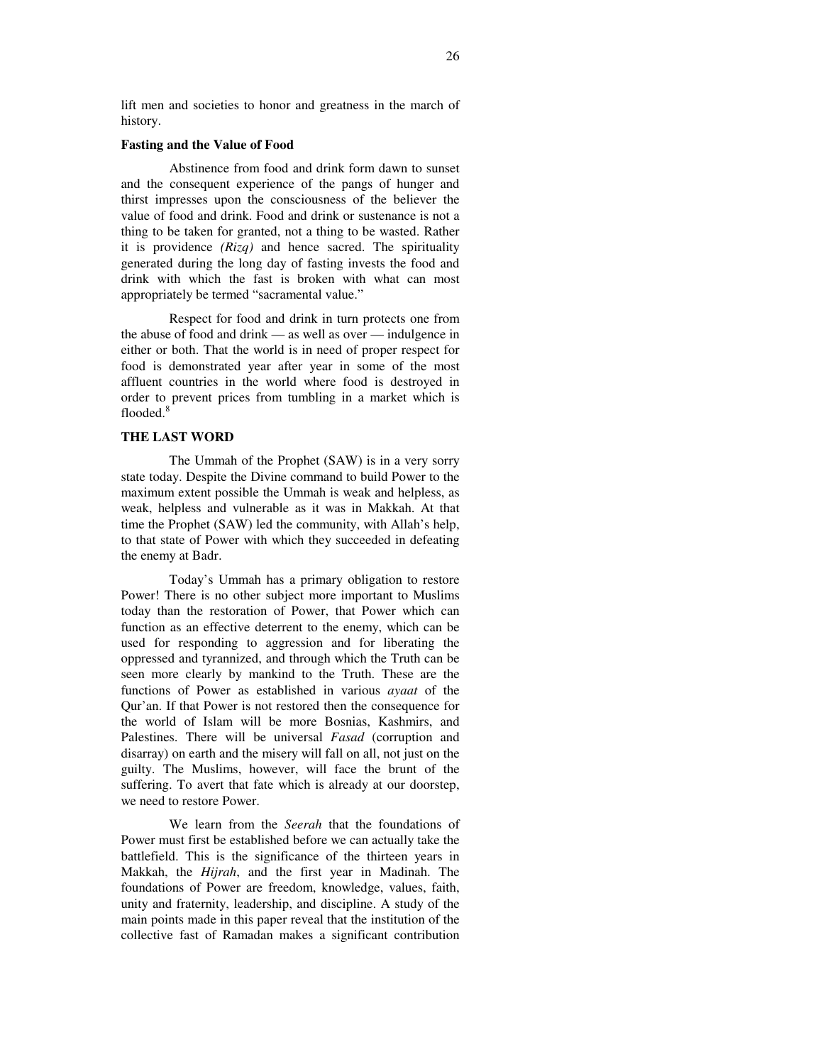lift men and societies to honor and greatness in the march of history.

**Fasting and the Value of Food**

Abstinence from food and drink form dawn to sunset and the consequent experience of the pangs of hunger and thirst impresses upon the consciousness of the believer the value of food and drink. Food and drink or sustenance is not a thing to be taken for granted, not a thing to be wasted. Rather it is providence *(Rizq)* and hence sacred. The spirituality generated during the long day of fasting invests the food and drink with which the fast is broken with what can most appropriately be termed "sacramental value."

Respect for food and drink in turn protects one from the abuse of food and drink — as well as over — indulgence in either or both. That the world is in need of proper respect for food is demonstrated year after year in some of the most affluent countries in the world where food is destroyed in order to prevent prices from tumbling in a market which is flooded.[8]

**THE LAST WORD**

The Ummah of the Prophet (SAW) is in a very sorry state today. Despite the Divine command to build Power to the maximum extent possible the Ummah is weak and helpless, as weak, helpless and vulnerable as it was in Makkah. At that time the Prophet (SAW) led the community, with Allah's help, to that state of Power with which they succeeded in defeating the enemy at Badr.

Today's Ummah has a primary obligation to restore Power! There is no other subject more important to Muslims today than the restoration of Power, that Power which can function as an effective deterrent to the enemy, which can be used for responding to aggression and for liberating the oppressed and tyrannized, and through which the Truth can be seen more clearly by mankind to the Truth. These are the functions of Power as established in various *ayaat* of the Qur'an. If that Power is not restored then the consequence for the world of Islam will be more Bosnias, Kashmirs, and Palestines. There will be universal *Fasad* (corruption and disarray) on earth and the misery will fall on all, not just on the guilty. The Muslims, however, will face the brunt of the suffering. To avert that fate which is already at our doorstep, we need to restore Power.

We learn from the *Seerah* that the foundations of Power must first be established before we can actually take the battlefield. This is the significance of the thirteen years in Makkah, the *Hijrah*, and the first year in Madinah. The foundations of Power are freedom, knowledge, values, faith, unity and fraternity, leadership, and discipline. A study of the main points made in this paper reveal that the institution of the collective fast of Ramadan makes a significant contribution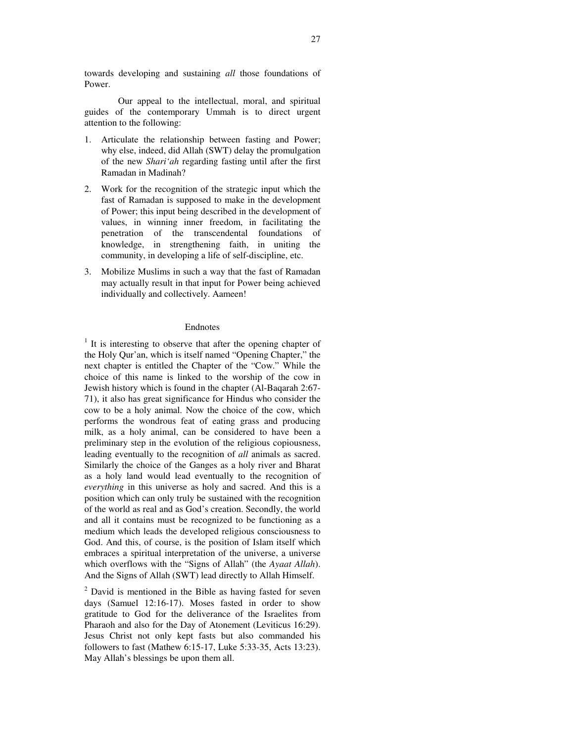towards developing and sustaining *all* those foundations of Power.

Our appeal to the intellectual, moral, and spiritual guides of the contemporary Ummah is to direct urgent attention to the following:

1. Articulate the relationship between fasting and Power; why else, indeed, did Allah (SWT) delay the promulgation of the new *Shari'ah* regarding fasting until after the first Ramadan in Madinah?

2. Work for the recognition of the strategic input which the fast of Ramadan is supposed to make in the development of Power; this input being described in the development of values, in winning inner freedom, in facilitating the penetration of the transcendental foundations of knowledge, in strengthening faith, in uniting the community, in developing a life of self-discipline, etc.

3. Mobilize Muslims in such a way that the fast of Ramadan may actually result in that input for Power being achieved individually and collectively. Aameen!

## Endnotes

[1] It is interesting to observe that after the opening chapter of the Holy Qur'an, which is itself named "Opening Chapter," the next chapter is entitled the Chapter of the "Cow." While the choice of this name is linked to the worship of the cow in Jewish history which is found in the chapter (Al-Baqarah 2:67-71), it also has great significance for Hindus who consider the cow to be a holy animal. Now the choice of the cow, which performs the wondrous feat of eating grass and producing milk, as a holy animal, can be considered to have been a preliminary step in the evolution of the religious copiousness, leading eventually to the recognition of *all* animals as sacred. Similarly the choice of the Ganges as a holy river and Bharat as a holy land would lead eventually to the recognition of *everything* in this universe as holy and sacred. And this is a position which can only truly be sustained with the recognition of the world as real and as God's creation. Secondly, the world and all it contains must be recognized to be functioning as a medium which leads the developed religious consciousness to God. And this, of course, is the position of Islam itself which embraces a spiritual interpretation of the universe, a universe which overflows with the "Signs of Allah" (the *Ayaat Allah*). And the Signs of Allah (SWT) lead directly to Allah Himself.

[2] David is mentioned in the Bible as having fasted for seven days (Samuel 12:16-17). Moses fasted in order to show gratitude to God for the deliverance of the Israelites from Pharaoh and also for the Day of Atonement (Leviticus 16:29). Jesus Christ not only kept fasts but also commanded his followers to fast (Mathew 6:15-17, Luke 5:33-35, Acts 13:23). May Allah's blessings be upon them all.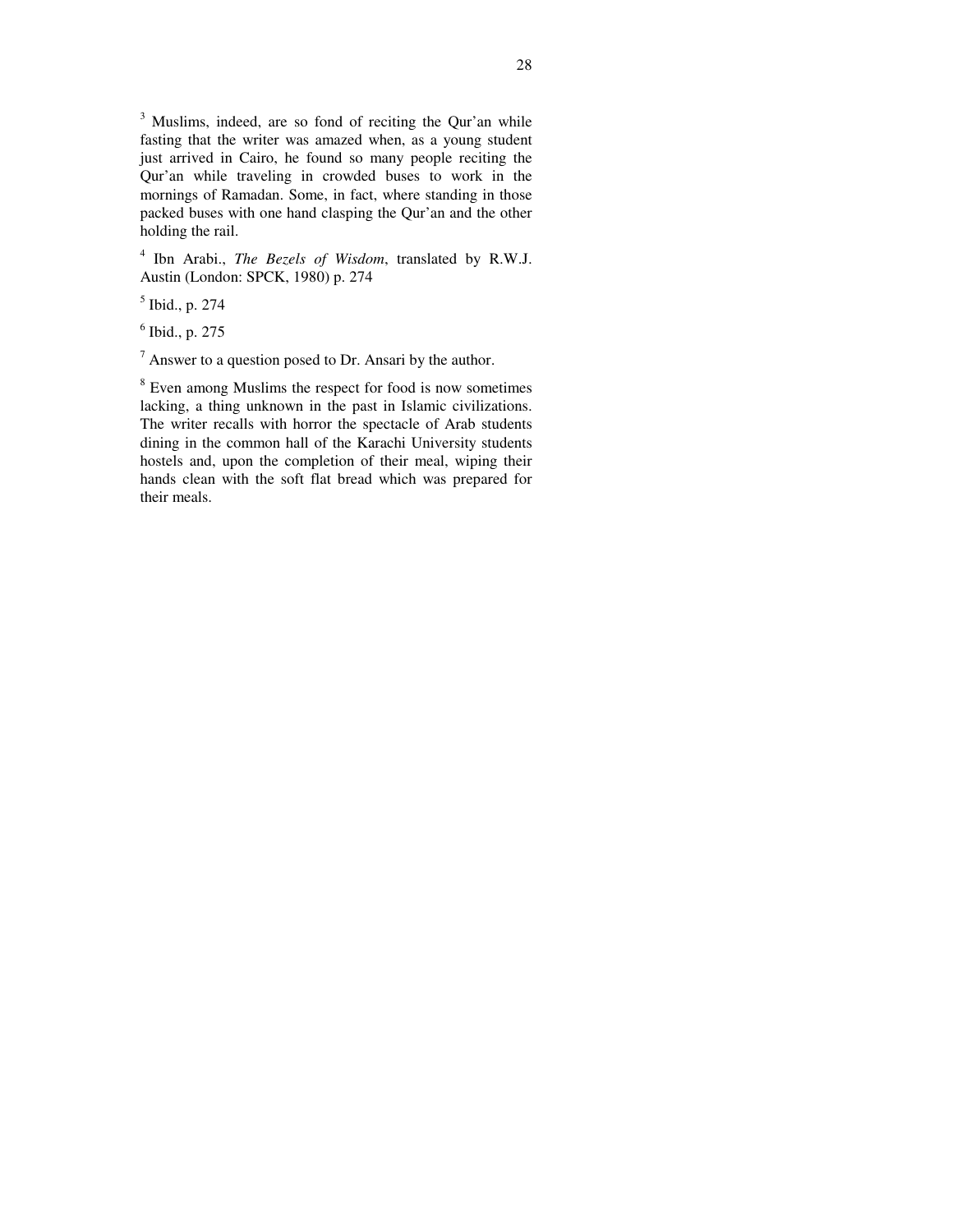[3] Muslims, indeed, are so fond of reciting the Qur'an while fasting that the writer was amazed when, as a young student just arrived in Cairo, he found so many people reciting the Qur'an while traveling in crowded buses to work in the mornings of Ramadan. Some, in fact, where standing in those packed buses with one hand clasping the Qur'an and the other holding the rail.

[4] Ibn Arabi., *The Bezels of Wisdom*, translated by R.W.J. Austin (London: SPCK, 1980) p. 274

[5] Ibid., p. 274

[6] Ibid., p. 275

[7] Answer to a question posed to Dr. Ansari by the author.

[8] Even among Muslims the respect for food is now sometimes lacking, a thing unknown in the past in Islamic civilizations. The writer recalls with horror the spectacle of Arab students dining in the common hall of the Karachi University students hostels and, upon the completion of their meal, wiping their hands clean with the soft flat bread which was prepared for their meals.